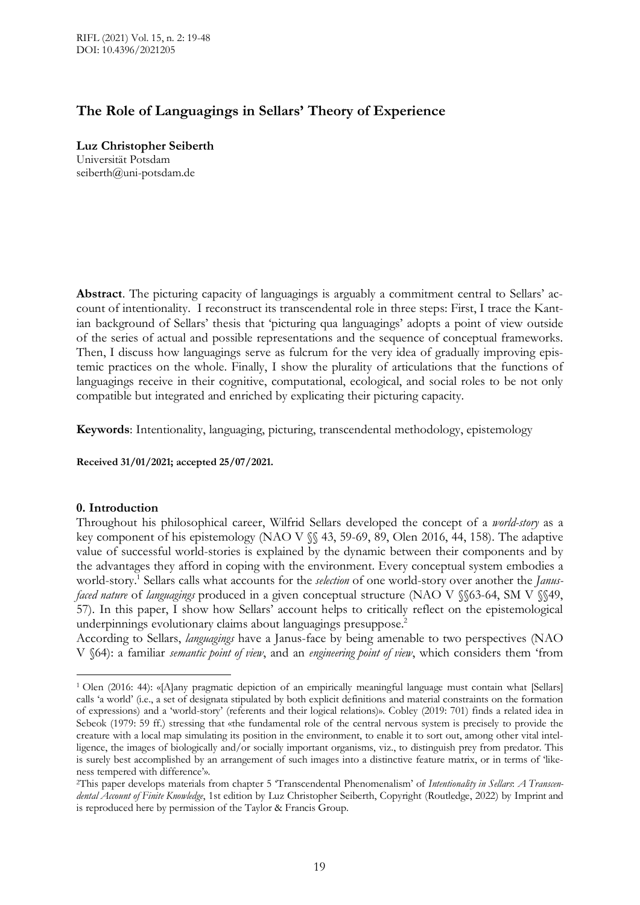# The Role of Languagings in Sellars' Theory of Experience

**Luz Christopher Seiberth**
Universität Potsdam
seiberth@uni-potsdam.de

**Abstract**. The picturing capacity of languagings is arguably a commitment central to Sellars' account of intentionality. I reconstruct its transcendental role in three steps: First, I trace the Kantian background of Sellars' thesis that 'picturing qua languagings' adopts a point of view outside of the series of actual and possible representations and the sequence of conceptual frameworks. Then, I discuss how languagings serve as fulcrum for the very idea of gradually improving epistemic practices on the whole. Finally, I show the plurality of articulations that the functions of languagings receive in their cognitive, computational, ecological, and social roles to be not only compatible but integrated and enriched by explicating their picturing capacity.

**Keywords**: Intentionality, languaging, picturing, transcendental methodology, epistemology

**Received 31/01/2021; accepted 25/07/2021.**

## 0. Introduction

Throughout his philosophical career, Wilfrid Sellars developed the concept of a *world-story* as a key component of his epistemology (NAO V §§ 43, 59-69, 89, Olen 2016, 44, 158). The adaptive value of successful world-stories is explained by the dynamic between their components and by the advantages they afford in coping with the environment. Every conceptual system embodies a world-story.[1] Sellars calls what accounts for the *selection* of one world-story over another the *Janus-faced nature* of *languagings* produced in a given conceptual structure (NAO V §§63-64, SM V §§49, 57). In this paper, I show how Sellars' account helps to critically reflect on the epistemological underpinnings evolutionary claims about languagings presuppose.[2]

According to Sellars, *languagings* have a Janus-face by being amenable to two perspectives (NAO V §64): a familiar *semantic point of view*, and an *engineering point of view*, which considers them 'from

[1] Olen (2016: 44): «[A]any pragmatic depiction of an empirically meaningful language must contain what [Sellars] calls 'a world' (i.e., a set of designata stipulated by both explicit definitions and material constraints on the formation of expressions) and a 'world-story' (referents and their logical relations)». Cobley (2019: 701) finds a related idea in Sebeok (1979: 59 ff.) stressing that «the fundamental role of the central nervous system is precisely to provide the creature with a local map simulating its position in the environment, to enable it to sort out, among other vital intelligence, the images of biologically and/or socially important organisms, viz., to distinguish prey from predator. This is surely best accomplished by an arrangement of such images into a distinctive feature matrix, or in terms of 'likeness tempered with difference'».

[2] This paper develops materials from chapter 5 'Transcendental Phenomenalism' of *Intentionality in Sellars*: *A Transcendental Account of Finite Knowledge*, 1st edition by Luz Christopher Seiberth, Copyright (Routledge, 2022) by Imprint and is reproduced here by permission of the Taylor & Francis Group.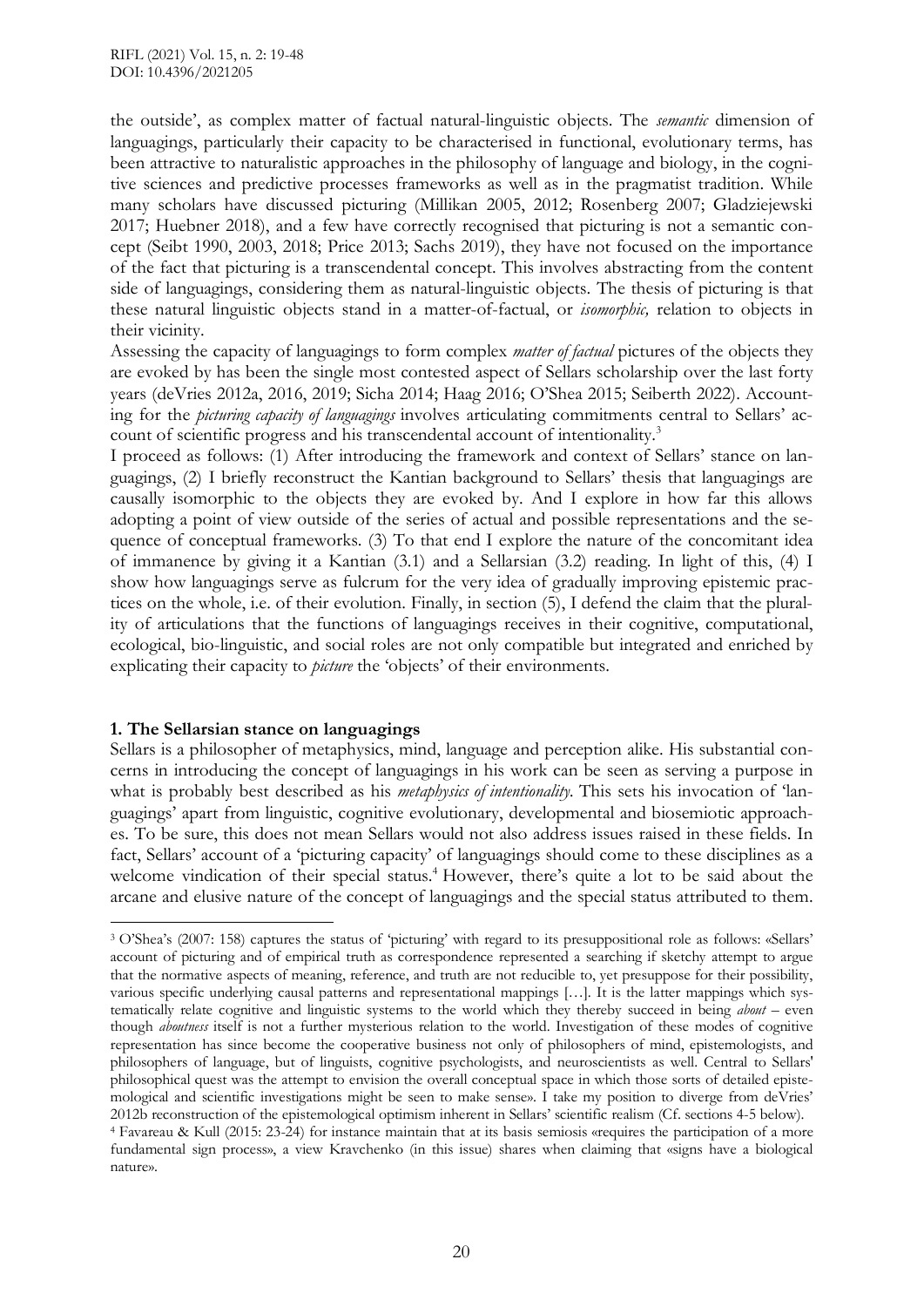the outside', as complex matter of factual natural-linguistic objects. The *semantic* dimension of languagings, particularly their capacity to be characterised in functional, evolutionary terms, has been attractive to naturalistic approaches in the philosophy of language and biology, in the cognitive sciences and predictive processes frameworks as well as in the pragmatist tradition. While many scholars have discussed picturing (Millikan 2005, 2012; Rosenberg 2007; Gladziejewski 2017; Huebner 2018), and a few have correctly recognised that picturing is not a semantic concept (Seibt 1990, 2003, 2018; Price 2013; Sachs 2019), they have not focused on the importance of the fact that picturing is a transcendental concept. This involves abstracting from the content side of languagings, considering them as natural-linguistic objects. The thesis of picturing is that these natural linguistic objects stand in a matter-of-factual, or *isomorphic,* relation to objects in their vicinity.

Assessing the capacity of languagings to form complex *matter of factual* pictures of the objects they are evoked by has been the single most contested aspect of Sellars scholarship over the last forty years (deVries 2012a, 2016, 2019; Sicha 2014; Haag 2016; O'Shea 2015; Seiberth 2022). Accounting for the *picturing capacity of languagings* involves articulating commitments central to Sellars' account of scientific progress and his transcendental account of intentionality.[3]

I proceed as follows: (1) After introducing the framework and context of Sellars' stance on languagings, (2) I briefly reconstruct the Kantian background to Sellars' thesis that languagings are causally isomorphic to the objects they are evoked by. And I explore in how far this allows adopting a point of view outside of the series of actual and possible representations and the sequence of conceptual frameworks. (3) To that end I explore the nature of the concomitant idea of immanence by giving it a Kantian (3.1) and a Sellarsian (3.2) reading. In light of this, (4) I show how languagings serve as fulcrum for the very idea of gradually improving epistemic practices on the whole, i.e. of their evolution. Finally, in section (5), I defend the claim that the plurality of articulations that the functions of languagings receives in their cognitive, computational, ecological, bio-linguistic, and social roles are not only compatible but integrated and enriched by explicating their capacity to *picture* the 'objects' of their environments.

## 1. The Sellarsian stance on languagings

Sellars is a philosopher of metaphysics, mind, language and perception alike. His substantial concerns in introducing the concept of languagings in his work can be seen as serving a purpose in what is probably best described as his *metaphysics of intentionality*. This sets his invocation of 'languagings' apart from linguistic, cognitive evolutionary, developmental and biosemiotic approaches. To be sure, this does not mean Sellars would not also address issues raised in these fields. In fact, Sellars' account of a 'picturing capacity' of languagings should come to these disciplines as a welcome vindication of their special status.[4] However, there's quite a lot to be said about the arcane and elusive nature of the concept of languagings and the special status attributed to them.

---

[3] O'Shea's (2007: 158) captures the status of 'picturing' with regard to its presuppositional role as follows: «Sellars' account of picturing and of empirical truth as correspondence represented a searching if sketchy attempt to argue that the normative aspects of meaning, reference, and truth are not reducible to, yet presuppose for their possibility, various specific underlying causal patterns and representational mappings […]. It is the latter mappings which systematically relate cognitive and linguistic systems to the world which they thereby succeed in being *about* – even though *aboutness* itself is not a further mysterious relation to the world. Investigation of these modes of cognitive representation has since become the cooperative business not only of philosophers of mind, epistemologists, and philosophers of language, but of linguists, cognitive psychologists, and neuroscientists as well. Central to Sellars' philosophical quest was the attempt to envision the overall conceptual space in which those sorts of detailed epistemological and scientific investigations might be seen to make sense». I take my position to diverge from deVries' 2012b reconstruction of the epistemological optimism inherent in Sellars' scientific realism (Cf. sections 4-5 below).

[4] Favareau & Kull (2015: 23-24) for instance maintain that at its basis semiosis «requires the participation of a more fundamental sign process», a view Kravchenko (in this issue) shares when claiming that «signs have a biological nature».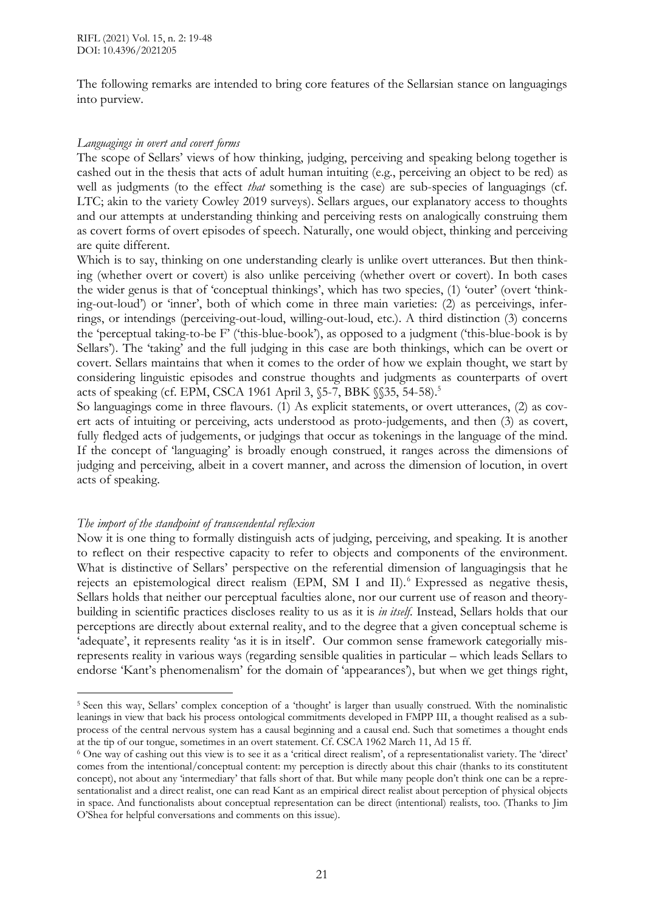The following remarks are intended to bring core features of the Sellarsian stance on languagings into purview.

*Languagings in overt and covert forms*

The scope of Sellars' views of how thinking, judging, perceiving and speaking belong together is cashed out in the thesis that acts of adult human intuiting (e.g., perceiving an object to be red) as well as judgments (to the effect *that* something is the case) are sub-species of languagings (cf. LTC; akin to the variety Cowley 2019 surveys). Sellars argues, our explanatory access to thoughts and our attempts at understanding thinking and perceiving rests on analogically construing them as covert forms of overt episodes of speech. Naturally, one would object, thinking and perceiving are quite different.

Which is to say, thinking on one understanding clearly is unlike overt utterances. But then thinking (whether overt or covert) is also unlike perceiving (whether overt or covert). In both cases the wider genus is that of 'conceptual thinkings', which has two species, (1) 'outer' (overt 'thinking-out-loud') or 'inner', both of which come in three main varieties: (2) as perceivings, inferrings, or intendings (perceiving-out-loud, willing-out-loud, etc.). A third distinction (3) concerns the 'perceptual taking-to-be F' ('this-blue-book'), as opposed to a judgment ('this-blue-book is by Sellars'). The 'taking' and the full judging in this case are both thinkings, which can be overt or covert. Sellars maintains that when it comes to the order of how we explain thought, we start by considering linguistic episodes and construe thoughts and judgments as counterparts of overt acts of speaking (cf. EPM, CSCA 1961 April 3, §5-7, BBK §§35, 54-58).[5]

So languagings come in three flavours. (1) As explicit statements, or overt utterances, (2) as covert acts of intuiting or perceiving, acts understood as proto-judgements, and then (3) as covert, fully fledged acts of judgements, or judgings that occur as tokenings in the language of the mind. If the concept of 'languaging' is broadly enough construed, it ranges across the dimensions of judging and perceiving, albeit in a covert manner, and across the dimension of locution, in overt acts of speaking.

*The import of the standpoint of transcendental reflexion*

Now it is one thing to formally distinguish acts of judging, perceiving, and speaking. It is another to reflect on their respective capacity to refer to objects and components of the environment. What is distinctive of Sellars' perspective on the referential dimension of languagingsis that he rejects an epistemological direct realism (EPM, SM I and II).[6] Expressed as negative thesis, Sellars holds that neither our perceptual faculties alone, nor our current use of reason and theory-building in scientific practices discloses reality to us as it is *in itself*. Instead, Sellars holds that our perceptions are directly about external reality, and to the degree that a given conceptual scheme is 'adequate', it represents reality 'as it is in itself'. Our common sense framework categorially misrepresents reality in various ways (regarding sensible qualities in particular – which leads Sellars to endorse 'Kant's phenomenalism' for the domain of 'appearances'), but when we get things right,

---

[5] Seen this way, Sellars' complex conception of a 'thought' is larger than usually construed. With the nominalistic leanings in view that back his process ontological commitments developed in FMPP III, a thought realised as a sub-process of the central nervous system has a causal beginning and a causal end. Such that sometimes a thought ends at the tip of our tongue, sometimes in an overt statement. Cf. CSCA 1962 March 11, Ad 15 ff.

[6] One way of cashing out this view is to see it as a 'critical direct realism', of a representationalist variety. The 'direct' comes from the intentional/conceptual content: my perception is directly about this chair (thanks to its constitutent concept), not about any 'intermediary' that falls short of that. But while many people don't think one can be a representationalist and a direct realist, one can read Kant as an empirical direct realist about perception of physical objects in space. And functionalists about conceptual representation can be direct (intentional) realists, too. (Thanks to Jim O'Shea for helpful conversations and comments on this issue).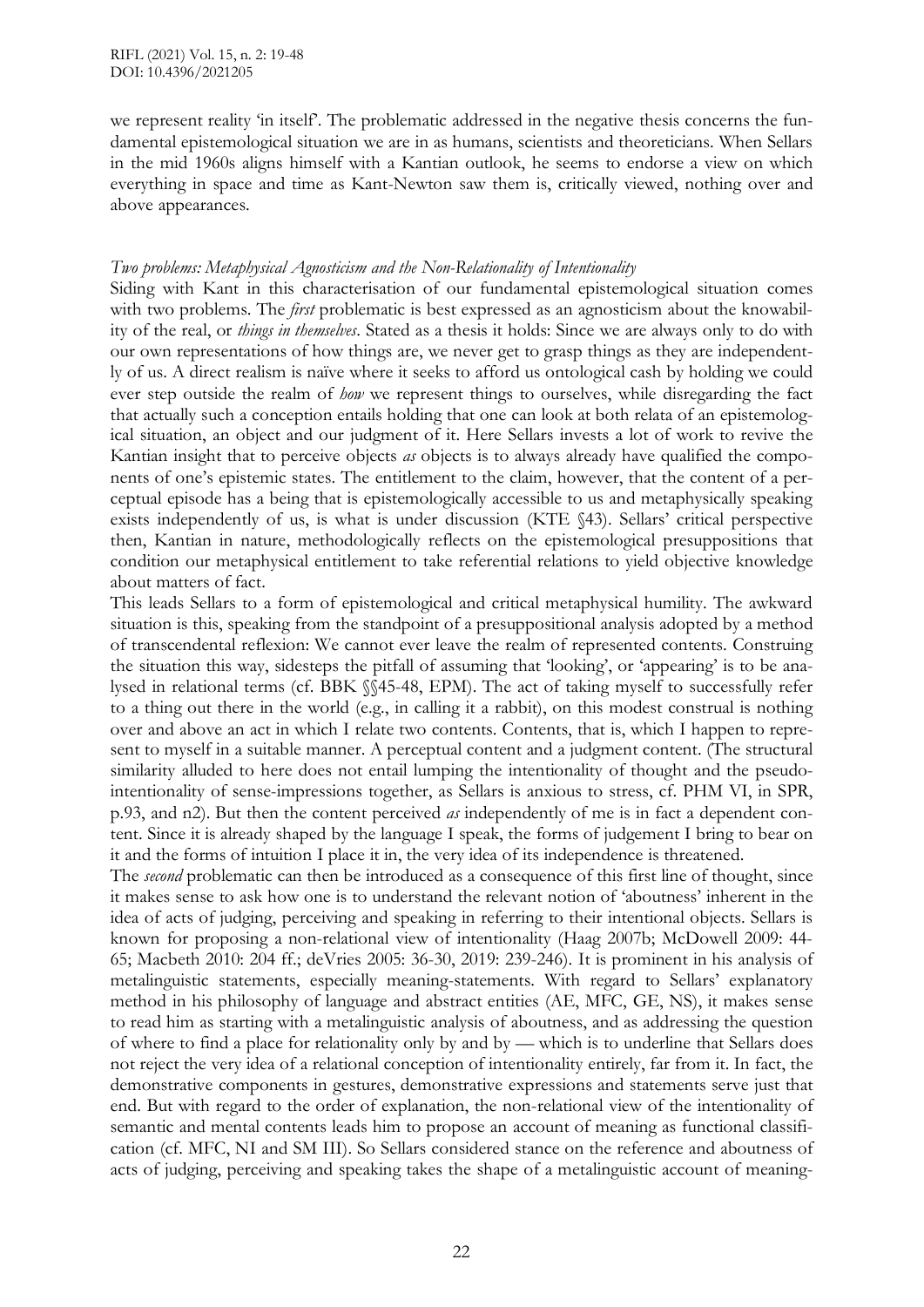we represent reality 'in itself'. The problematic addressed in the negative thesis concerns the fundamental epistemological situation we are in as humans, scientists and theoreticians. When Sellars in the mid 1960s aligns himself with a Kantian outlook, he seems to endorse a view on which everything in space and time as Kant-Newton saw them is, critically viewed, nothing over and above appearances.

*Two problems: Metaphysical Agnosticism and the Non-Relationality of Intentionality*

Siding with Kant in this characterisation of our fundamental epistemological situation comes with two problems. The *first* problematic is best expressed as an agnosticism about the knowability of the real, or *things in themselves*. Stated as a thesis it holds: Since we are always only to do with our own representations of how things are, we never get to grasp things as they are independently of us. A direct realism is naïve where it seeks to afford us ontological cash by holding we could ever step outside the realm of *how* we represent things to ourselves, while disregarding the fact that actually such a conception entails holding that one can look at both relata of an epistemological situation, an object and our judgment of it. Here Sellars invests a lot of work to revive the Kantian insight that to perceive objects *as* objects is to always already have qualified the components of one's epistemic states. The entitlement to the claim, however, that the content of a perceptual episode has a being that is epistemologically accessible to us and metaphysically speaking exists independently of us, is what is under discussion (KTE §43). Sellars' critical perspective then, Kantian in nature, methodologically reflects on the epistemological presuppositions that condition our metaphysical entitlement to take referential relations to yield objective knowledge about matters of fact.

This leads Sellars to a form of epistemological and critical metaphysical humility. The awkward situation is this, speaking from the standpoint of a presuppositional analysis adopted by a method of transcendental reflexion: We cannot ever leave the realm of represented contents. Construing the situation this way, sidesteps the pitfall of assuming that 'looking', or 'appearing' is to be analysed in relational terms (cf. BBK §§45-48, EPM). The act of taking myself to successfully refer to a thing out there in the world (e.g., in calling it a rabbit), on this modest construal is nothing over and above an act in which I relate two contents. Contents, that is, which I happen to represent to myself in a suitable manner. A perceptual content and a judgment content. (The structural similarity alluded to here does not entail lumping the intentionality of thought and the pseudo-intentionality of sense-impressions together, as Sellars is anxious to stress, cf. PHM VI, in SPR, p.93, and n2). But then the content perceived *as* independently of me is in fact a dependent content. Since it is already shaped by the language I speak, the forms of judgement I bring to bear on it and the forms of intuition I place it in, the very idea of its independence is threatened.

The *second* problematic can then be introduced as a consequence of this first line of thought, since it makes sense to ask how one is to understand the relevant notion of 'aboutness' inherent in the idea of acts of judging, perceiving and speaking in referring to their intentional objects. Sellars is known for proposing a non-relational view of intentionality (Haag 2007b; McDowell 2009: 44-65; Macbeth 2010: 204 ff.; deVries 2005: 36-30, 2019: 239-246). It is prominent in his analysis of metalinguistic statements, especially meaning-statements. With regard to Sellars' explanatory method in his philosophy of language and abstract entities (AE, MFC, GE, NS), it makes sense to read him as starting with a metalinguistic analysis of aboutness, and as addressing the question of where to find a place for relationality only by and by — which is to underline that Sellars does not reject the very idea of a relational conception of intentionality entirely, far from it. In fact, the demonstrative components in gestures, demonstrative expressions and statements serve just that end. But with regard to the order of explanation, the non-relational view of the intentionality of semantic and mental contents leads him to propose an account of meaning as functional classification (cf. MFC, NI and SM III). So Sellars considered stance on the reference and aboutness of acts of judging, perceiving and speaking takes the shape of a metalinguistic account of meaning-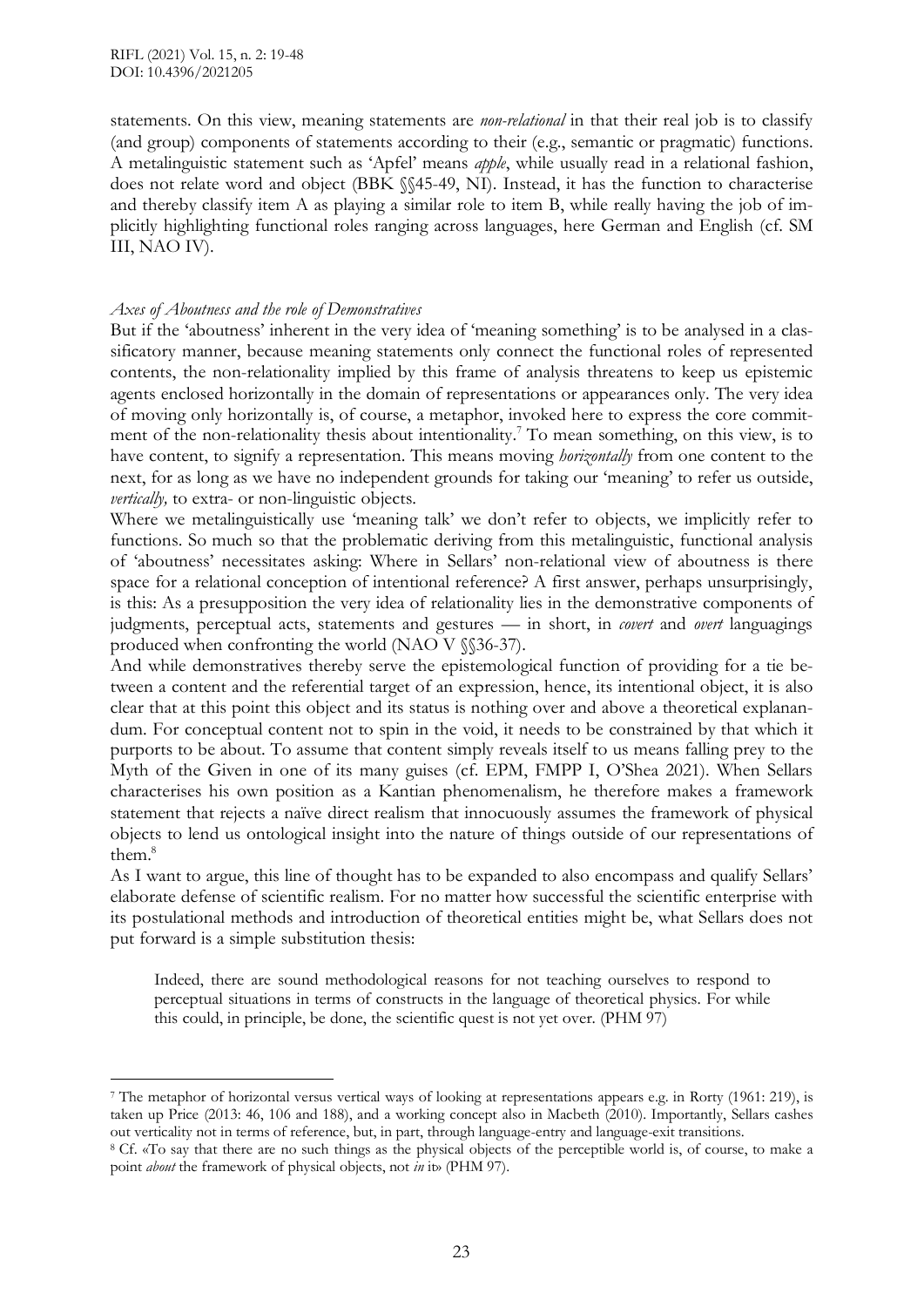statements. On this view, meaning statements are *non-relational* in that their real job is to classify (and group) components of statements according to their (e.g., semantic or pragmatic) functions. A metalinguistic statement such as 'Apfel' means *apple*, while usually read in a relational fashion, does not relate word and object (BBK §§45-49, NI). Instead, it has the function to characterise and thereby classify item A as playing a similar role to item B, while really having the job of implicitly highlighting functional roles ranging across languages, here German and English (cf. SM III, NAO IV).

### *Axes of Aboutness and the role of Demonstratives*

But if the 'aboutness' inherent in the very idea of 'meaning something' is to be analysed in a classificatory manner, because meaning statements only connect the functional roles of represented contents, the non-relationality implied by this frame of analysis threatens to keep us epistemic agents enclosed horizontally in the domain of representations or appearances only. The very idea of moving only horizontally is, of course, a metaphor, invoked here to express the core commitment of the non-relationality thesis about intentionality.[7] To mean something, on this view, is to have content, to signify a representation. This means moving *horizontally* from one content to the next, for as long as we have no independent grounds for taking our 'meaning' to refer us outside, *vertically,* to extra- or non-linguistic objects.

Where we metalinguistically use 'meaning talk' we don't refer to objects, we implicitly refer to functions. So much so that the problematic deriving from this metalinguistic, functional analysis of 'aboutness' necessitates asking: Where in Sellars' non-relational view of aboutness is there space for a relational conception of intentional reference? A first answer, perhaps unsurprisingly, is this: As a presupposition the very idea of relationality lies in the demonstrative components of judgments, perceptual acts, statements and gestures — in short, in *covert* and *overt* languagings produced when confronting the world (NAO V §§36-37).

And while demonstratives thereby serve the epistemological function of providing for a tie between a content and the referential target of an expression, hence, its intentional object, it is also clear that at this point this object and its status is nothing over and above a theoretical explanandum. For conceptual content not to spin in the void, it needs to be constrained by that which it purports to be about. To assume that content simply reveals itself to us means falling prey to the Myth of the Given in one of its many guises (cf. EPM, FMPP I, O'Shea 2021). When Sellars characterises his own position as a Kantian phenomenalism, he therefore makes a framework statement that rejects a naïve direct realism that innocuously assumes the framework of physical objects to lend us ontological insight into the nature of things outside of our representations of them.[8]

As I want to argue, this line of thought has to be expanded to also encompass and qualify Sellars' elaborate defense of scientific realism. For no matter how successful the scientific enterprise with its postulational methods and introduction of theoretical entities might be, what Sellars does not put forward is a simple substitution thesis:

> Indeed, there are sound methodological reasons for not teaching ourselves to respond to perceptual situations in terms of constructs in the language of theoretical physics. For while this could, in principle, be done, the scientific quest is not yet over. (PHM 97)

---

[7] The metaphor of horizontal versus vertical ways of looking at representations appears e.g. in Rorty (1961: 219), is taken up Price (2013: 46, 106 and 188), and a working concept also in Macbeth (2010). Importantly, Sellars cashes out verticality not in terms of reference, but, in part, through language-entry and language-exit transitions.

[8] Cf. «To say that there are no such things as the physical objects of the perceptible world is, of course, to make a point *about* the framework of physical objects, not *in* it» (PHM 97).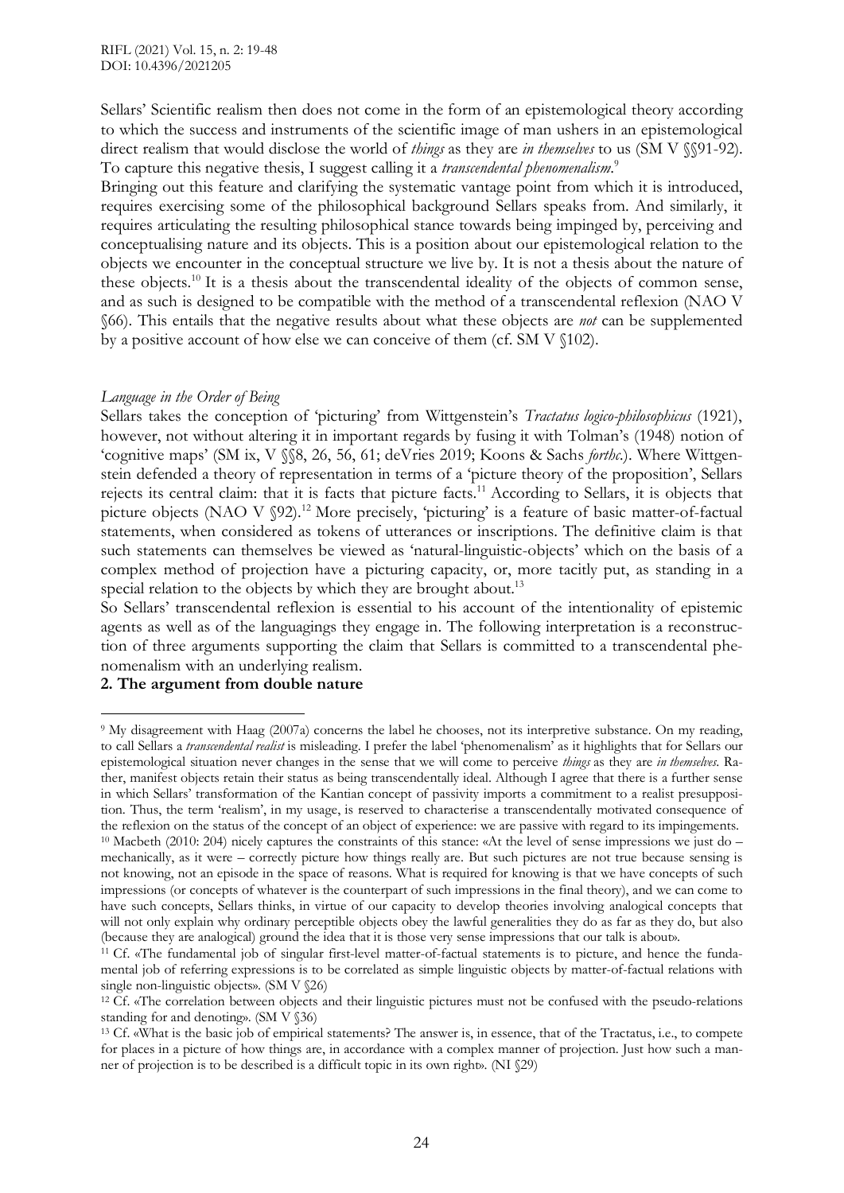Sellars' Scientific realism then does not come in the form of an epistemological theory according to which the success and instruments of the scientific image of man ushers in an epistemological direct realism that would disclose the world of *things* as they are *in themselves* to us (SM V §§91-92). To capture this negative thesis, I suggest calling it a *transcendental phenomenalism*.[9]

Bringing out this feature and clarifying the systematic vantage point from which it is introduced, requires exercising some of the philosophical background Sellars speaks from. And similarly, it requires articulating the resulting philosophical stance towards being impinged by, perceiving and conceptualising nature and its objects. This is a position about our epistemological relation to the objects we encounter in the conceptual structure we live by. It is not a thesis about the nature of these objects.[10] It is a thesis about the transcendental ideality of the objects of common sense, and as such is designed to be compatible with the method of a transcendental reflexion (NAO V §66). This entails that the negative results about what these objects are *not* can be supplemented by a positive account of how else we can conceive of them (cf. SM V §102).

*Language in the Order of Being*

Sellars takes the conception of 'picturing' from Wittgenstein's *Tractatus logico-philosophicus* (1921), however, not without altering it in important regards by fusing it with Tolman's (1948) notion of 'cognitive maps' (SM ix, V §§8, 26, 56, 61; deVries 2019; Koons & Sachs *forthc.*). Where Wittgenstein defended a theory of representation in terms of a 'picture theory of the proposition', Sellars rejects its central claim: that it is facts that picture facts.[11] According to Sellars, it is objects that picture objects (NAO V §92).[12] More precisely, 'picturing' is a feature of basic matter-of-factual statements, when considered as tokens of utterances or inscriptions. The definitive claim is that such statements can themselves be viewed as 'natural-linguistic-objects' which on the basis of a complex method of projection have a picturing capacity, or, more tacitly put, as standing in a special relation to the objects by which they are brought about.[13]

So Sellars' transcendental reflexion is essential to his account of the intentionality of epistemic agents as well as of the languagings they engage in. The following interpretation is a reconstruction of three arguments supporting the claim that Sellars is committed to a transcendental phenomenalism with an underlying realism.

## 2. The argument from double nature

---

[9] My disagreement with Haag (2007a) concerns the label he chooses, not its interpretive substance. On my reading, to call Sellars a *transcendental realist* is misleading. I prefer the label 'phenomenalism' as it highlights that for Sellars our epistemological situation never changes in the sense that we will come to perceive *things* as they are *in themselves*. Rather, manifest objects retain their status as being transcendentally ideal. Although I agree that there is a further sense in which Sellars' transformation of the Kantian concept of passivity imports a commitment to a realist presupposition. Thus, the term 'realism', in my usage, is reserved to characterise a transcendentally motivated consequence of the reflexion on the status of the concept of an object of experience: we are passive with regard to its impingements.

[10] Macbeth (2010: 204) nicely captures the constraints of this stance: «At the level of sense impressions we just do – mechanically, as it were – correctly picture how things really are. But such pictures are not true because sensing is not knowing, not an episode in the space of reasons. What is required for knowing is that we have concepts of such impressions (or concepts of whatever is the counterpart of such impressions in the final theory), and we can come to have such concepts, Sellars thinks, in virtue of our capacity to develop theories involving analogical concepts that will not only explain why ordinary perceptible objects obey the lawful generalities they do as far as they do, but also (because they are analogical) ground the idea that it is those very sense impressions that our talk is about».

[11] Cf. «The fundamental job of singular first-level matter-of-factual statements is to picture, and hence the fundamental job of referring expressions is to be correlated as simple linguistic objects by matter-of-factual relations with single non-linguistic objects». (SM V §26)

[12] Cf. «The correlation between objects and their linguistic pictures must not be confused with the pseudo-relations standing for and denoting». (SM V §36)

[13] Cf. «What is the basic job of empirical statements? The answer is, in essence, that of the Tractatus, i.e., to compete for places in a picture of how things are, in accordance with a complex manner of projection. Just how such a manner of projection is to be described is a difficult topic in its own right». (NI §29)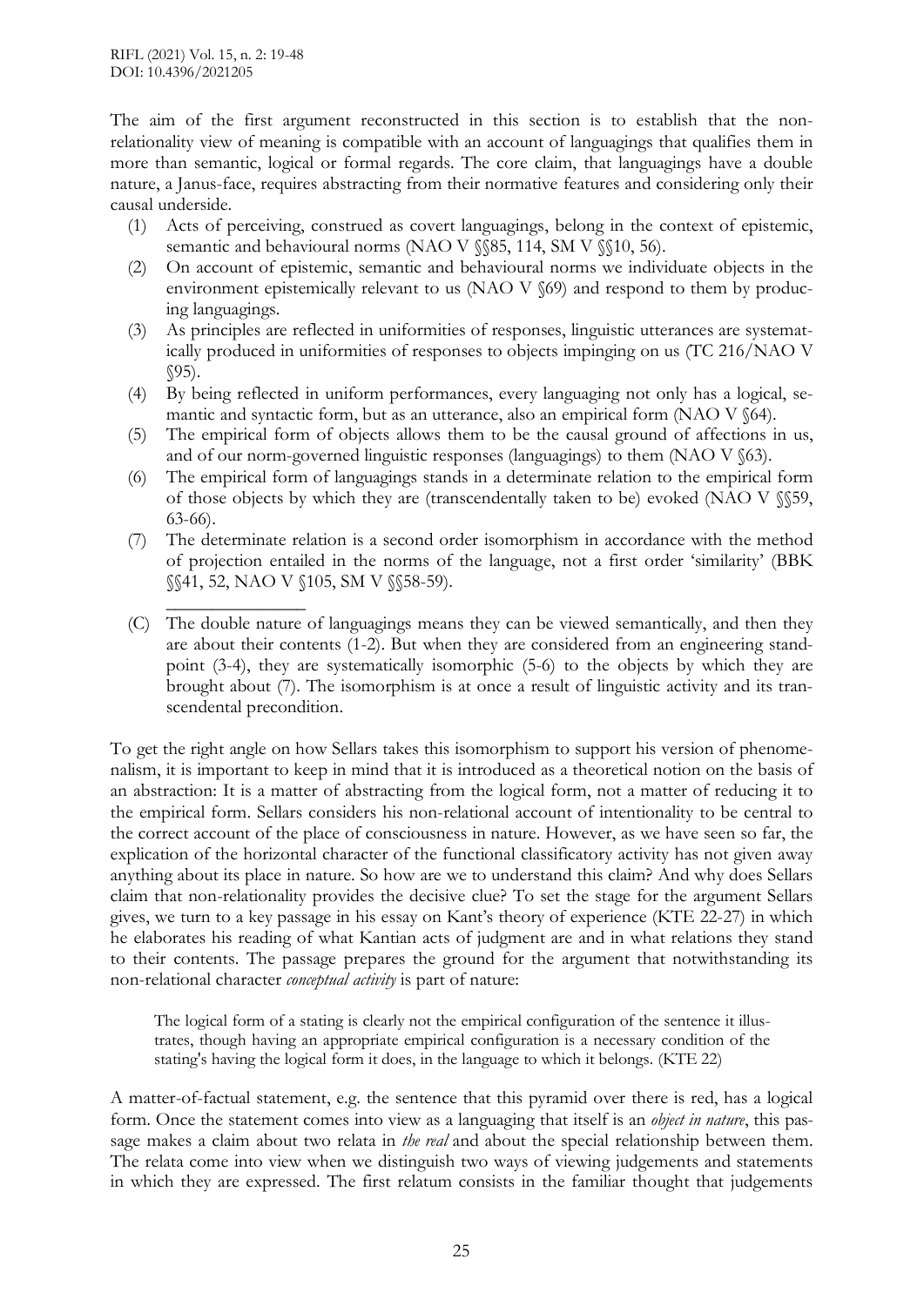The aim of the first argument reconstructed in this section is to establish that the non-relationality view of meaning is compatible with an account of languagings that qualifies them in more than semantic, logical or formal regards. The core claim, that languagings have a double nature, a Janus-face, requires abstracting from their normative features and considering only their causal underside.

1. Acts of perceiving, construed as covert languagings, belong in the context of epistemic, semantic and behavioural norms (NAO V §§85, 114, SM V §§10, 56).
2. On account of epistemic, semantic and behavioural norms we individuate objects in the environment epistemically relevant to us (NAO V §69) and respond to them by producing languagings.
3. As principles are reflected in uniformities of responses, linguistic utterances are systematically produced in uniformities of responses to objects impinging on us (TC 216/NAO V §95).
4. By being reflected in uniform performances, every languaging not only has a logical, semantic and syntactic form, but as an utterance, also an empirical form (NAO V §64).
5. The empirical form of objects allows them to be the causal ground of affections in us, and of our norm-governed linguistic responses (languagings) to them (NAO V §63).
6. The empirical form of languagings stands in a determinate relation to the empirical form of those objects by which they are (transcendentally taken to be) evoked (NAO V §§59, 63-66).
7. The determinate relation is a second order isomorphism in accordance with the method of projection entailed in the norms of the language, not a first order 'similarity' (BBK §§41, 52, NAO V §105, SM V §§58-59).

_______________

(C) The double nature of languagings means they can be viewed semantically, and then they are about their contents (1-2). But when they are considered from an engineering standpoint (3-4), they are systematically isomorphic (5-6) to the objects by which they are brought about (7). The isomorphism is at once a result of linguistic activity and its transcendental precondition.

To get the right angle on how Sellars takes this isomorphism to support his version of phenomenalism, it is important to keep in mind that it is introduced as a theoretical notion on the basis of an abstraction: It is a matter of abstracting from the logical form, not a matter of reducing it to the empirical form. Sellars considers his non-relational account of intentionality to be central to the correct account of the place of consciousness in nature. However, as we have seen so far, the explication of the horizontal character of the functional classificatory activity has not given away anything about its place in nature. So how are we to understand this claim? And why does Sellars claim that non-relationality provides the decisive clue? To set the stage for the argument Sellars gives, we turn to a key passage in his essay on Kant's theory of experience (KTE 22-27) in which he elaborates his reading of what Kantian acts of judgment are and in what relations they stand to their contents. The passage prepares the ground for the argument that notwithstanding its non-relational character *conceptual activity* is part of nature:

> The logical form of a stating is clearly not the empirical configuration of the sentence it illustrates, though having an appropriate empirical configuration is a necessary condition of the stating's having the logical form it does, in the language to which it belongs. (KTE 22)

A matter-of-factual statement, e.g. the sentence that this pyramid over there is red, has a logical form. Once the statement comes into view as a languaging that itself is an *object in nature*, this passage makes a claim about two relata in *the real* and about the special relationship between them. The relata come into view when we distinguish two ways of viewing judgements and statements in which they are expressed. The first relatum consists in the familiar thought that judgements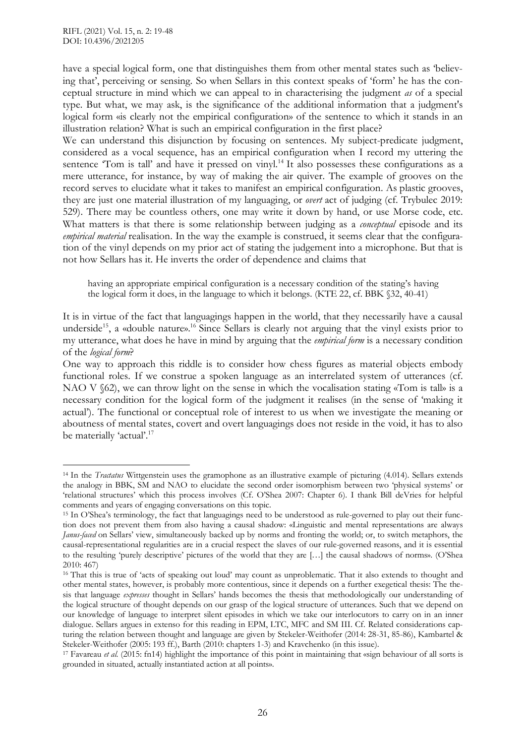have a special logical form, one that distinguishes them from other mental states such as 'believing that', perceiving or sensing. So when Sellars in this context speaks of 'form' he has the conceptual structure in mind which we can appeal to in characterising the judgment *as* of a special type. But what, we may ask, is the significance of the additional information that a judgment's logical form «is clearly not the empirical configuration» of the sentence to which it stands in an illustration relation? What is such an empirical configuration in the first place?

We can understand this disjunction by focusing on sentences. My subject-predicate judgment, considered as a vocal sequence, has an empirical configuration when I record my uttering the sentence 'Tom is tall' and have it pressed on vinyl.[14] It also possesses these configurations as a mere utterance, for instance, by way of making the air quiver. The example of grooves on the record serves to elucidate what it takes to manifest an empirical configuration. As plastic grooves, they are just one material illustration of my languaging, or *overt* act of judging (cf. Trybulec 2019: 529). There may be countless others, one may write it down by hand, or use Morse code, etc. What matters is that there is some relationship between judging as a *conceptual* episode and its *empirical material* realisation. In the way the example is construed, it seems clear that the configuration of the vinyl depends on my prior act of stating the judgement into a microphone. But that is not how Sellars has it. He inverts the order of dependence and claims that

> having an appropriate empirical configuration is a necessary condition of the stating's having the logical form it does, in the language to which it belongs. (KTE 22, cf. BBK §32, 40-41)

It is in virtue of the fact that languagings happen in the world, that they necessarily have a causal underside[15], a «double nature».[16] Since Sellars is clearly not arguing that the vinyl exists prior to my utterance, what does he have in mind by arguing that the *empirical form* is a necessary condition of the *logical form*?

One way to approach this riddle is to consider how chess figures as material objects embody functional roles. If we construe a spoken language as an interrelated system of utterances (cf. NAO V §62), we can throw light on the sense in which the vocalisation stating «Tom is tall» is a necessary condition for the logical form of the judgment it realises (in the sense of 'making it actual'). The functional or conceptual role of interest to us when we investigate the meaning or aboutness of mental states, covert and overt languagings does not reside in the void, it has to also be materially 'actual'.[17]

---

[14] In the *Tractatus* Wittgenstein uses the gramophone as an illustrative example of picturing (4.014). Sellars extends the analogy in BBK, SM and NAO to elucidate the second order isomorphism between two 'physical systems' or 'relational structures' which this process involves (Cf. O'Shea 2007: Chapter 6). I thank Bill deVries for helpful comments and years of engaging conversations on this topic.

[15] In O'Shea's terminology, the fact that languagings need to be understood as rule-governed to play out their function does not prevent them from also having a causal shadow: «Linguistic and mental representations are always *Janus-faced* on Sellars' view, simultaneously backed up by norms and fronting the world; or, to switch metaphors, the causal-representational regularities are in a crucial respect the slaves of our rule-governed reasons, and it is essential to the resulting 'purely descriptive' pictures of the world that they are […] the causal shadows of norms». (O'Shea 2010: 467)

[16] That this is true of 'acts of speaking out loud' may count as unproblematic. That it also extends to thought and other mental states, however, is probably more contentious, since it depends on a further exegetical thesis: The thesis that language *expresses* thought in Sellars' hands becomes the thesis that methodologically our understanding of the logical structure of thought depends on our grasp of the logical structure of utterances. Such that we depend on our knowledge of language to interpret silent episodes in which we take our interlocutors to carry on in an inner dialogue. Sellars argues in extenso for this reading in EPM, LTC, MFC and SM III. Cf. Related considerations capturing the relation between thought and language are given by Stekeler-Weithofer (2014: 28-31, 85-86), Kambartel & Stekeler-Weithofer (2005: 193 ff.), Barth (2010: chapters 1-3) and Kravchenko (in this issue).

[17] Favareau *et al.* (2015: fn14) highlight the importance of this point in maintaining that «sign behaviour of all sorts is grounded in situated, actually instantiated action at all points».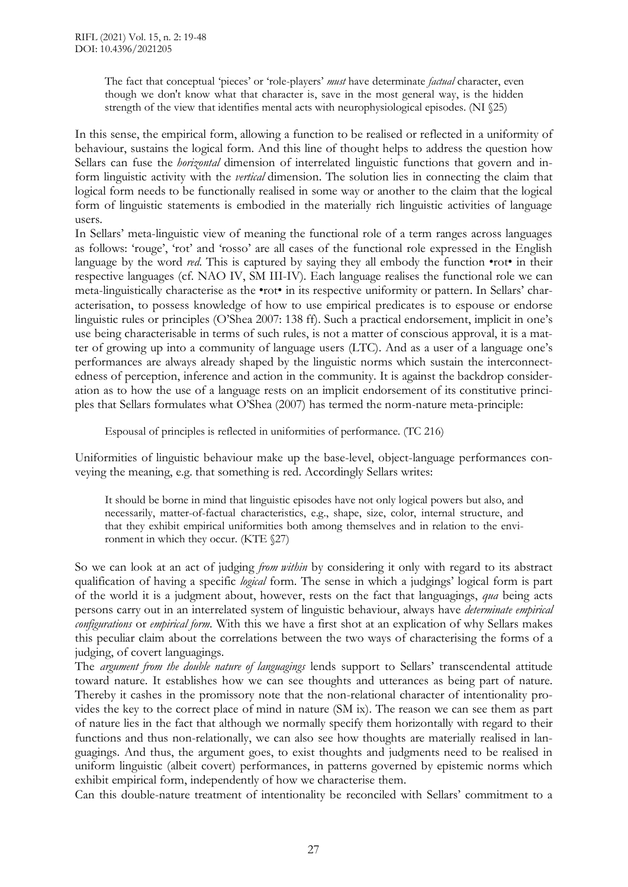> The fact that conceptual 'pieces' or 'role-players' *must* have determinate *factual* character, even though we don't know what that character is, save in the most general way, is the hidden strength of the view that identifies mental acts with neurophysiological episodes. (NI §25)

In this sense, the empirical form, allowing a function to be realised or reflected in a uniformity of behaviour, sustains the logical form. And this line of thought helps to address the question how Sellars can fuse the *horizontal* dimension of interrelated linguistic functions that govern and inform linguistic activity with the *vertical* dimension. The solution lies in connecting the claim that logical form needs to be functionally realised in some way or another to the claim that the logical form of linguistic statements is embodied in the materially rich linguistic activities of language users.

In Sellars' meta-linguistic view of meaning the functional role of a term ranges across languages as follows: 'rouge', 'rot' and 'rosso' are all cases of the functional role expressed in the English language by the word *red*. This is captured by saying they all embody the function •rot• in their respective languages (cf. NAO IV, SM III-IV). Each language realises the functional role we can meta-linguistically characterise as the •rot• in its respective uniformity or pattern. In Sellars' characterisation, to possess knowledge of how to use empirical predicates is to espouse or endorse linguistic rules or principles (O'Shea 2007: 138 ff). Such a practical endorsement, implicit in one's use being characterisable in terms of such rules, is not a matter of conscious approval, it is a matter of growing up into a community of language users (LTC). And as a user of a language one's performances are always already shaped by the linguistic norms which sustain the interconnectedness of perception, inference and action in the community. It is against the backdrop consideration as to how the use of a language rests on an implicit endorsement of its constitutive principles that Sellars formulates what O'Shea (2007) has termed the norm-nature meta-principle:

> Espousal of principles is reflected in uniformities of performance. (TC 216)

Uniformities of linguistic behaviour make up the base-level, object-language performances conveying the meaning, e.g. that something is red. Accordingly Sellars writes:

> It should be borne in mind that linguistic episodes have not only logical powers but also, and necessarily, matter-of-factual characteristics, e.g., shape, size, color, internal structure, and that they exhibit empirical uniformities both among themselves and in relation to the environment in which they occur. (KTE §27)

So we can look at an act of judging *from within* by considering it only with regard to its abstract qualification of having a specific *logical* form. The sense in which a judgings' logical form is part of the world it is a judgment about, however, rests on the fact that languagings, *qua* being acts persons carry out in an interrelated system of linguistic behaviour, always have *determinate empirical configurations* or *empirical form*. With this we have a first shot at an explication of why Sellars makes this peculiar claim about the correlations between the two ways of characterising the forms of a judging, of covert languagings.

The *argument from the double nature of languagings* lends support to Sellars' transcendental attitude toward nature. It establishes how we can see thoughts and utterances as being part of nature. Thereby it cashes in the promissory note that the non-relational character of intentionality provides the key to the correct place of mind in nature (SM ix). The reason we can see them as part of nature lies in the fact that although we normally specify them horizontally with regard to their functions and thus non-relationally, we can also see how thoughts are materially realised in languagings. And thus, the argument goes, to exist thoughts and judgments need to be realised in uniform linguistic (albeit covert) performances, in patterns governed by epistemic norms which exhibit empirical form, independently of how we characterise them.

Can this double-nature treatment of intentionality be reconciled with Sellars' commitment to a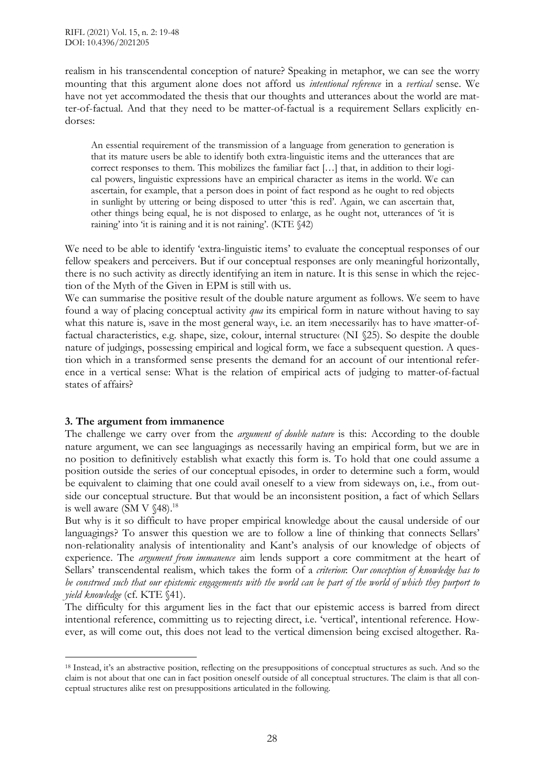realism in his transcendental conception of nature? Speaking in metaphor, we can see the worry mounting that this argument alone does not afford us *intentional reference* in a *vertical* sense. We have not yet accommodated the thesis that our thoughts and utterances about the world are matter-of-factual. And that they need to be matter-of-factual is a requirement Sellars explicitly endorses:

> An essential requirement of the transmission of a language from generation to generation is that its mature users be able to identify both extra-linguistic items and the utterances that are correct responses to them. This mobilizes the familiar fact […] that, in addition to their logical powers, linguistic expressions have an empirical character as items in the world. We can ascertain, for example, that a person does in point of fact respond as he ought to red objects in sunlight by uttering or being disposed to utter 'this is red'. Again, we can ascertain that, other things being equal, he is not disposed to enlarge, as he ought not, utterances of 'it is raining' into 'it is raining and it is not raining'. (KTE §42)

We need to be able to identify 'extra-linguistic items' to evaluate the conceptual responses of our fellow speakers and perceivers. But if our conceptual responses are only meaningful horizontally, there is no such activity as directly identifying an item in nature. It is this sense in which the rejection of the Myth of the Given in EPM is still with us.

We can summarise the positive result of the double nature argument as follows. We seem to have found a way of placing conceptual activity *qua* its empirical form in nature without having to say what this nature is, ›save in the most general way‹, i.e. an item ›necessarily‹ has to have ›matter-of-factual characteristics, e.g. shape, size, colour, internal structure‹ (NI §25). So despite the double nature of judgings, possessing empirical and logical form, we face a subsequent question. A question which in a transformed sense presents the demand for an account of our intentional reference in a vertical sense: What is the relation of empirical acts of judging to matter-of-factual states of affairs?

### 3. The argument from immanence

The challenge we carry over from the *argument of double nature* is this: According to the double nature argument, we can see languagings as necessarily having an empirical form, but we are in no position to definitively establish what exactly this form is. To hold that one could assume a position outside the series of our conceptual episodes, in order to determine such a form, would be equivalent to claiming that one could avail oneself to a view from sideways on, i.e., from outside our conceptual structure. But that would be an inconsistent position, a fact of which Sellars is well aware (SM V §48).[18]

But why is it so difficult to have proper empirical knowledge about the causal underside of our languagings? To answer this question we are to follow a line of thinking that connects Sellars' non-relationality analysis of intentionality and Kant's analysis of our knowledge of objects of experience. The *argument from immanence* aim lends support a core commitment at the heart of Sellars' transcendental realism, which takes the form of a *criterion*: *Our conception of knowledge has to be construed such that our epistemic engagements with the world can be part of the world of which they purport to yield knowledge* (cf. KTE §41).

The difficulty for this argument lies in the fact that our epistemic access is barred from direct intentional reference, committing us to rejecting direct, i.e. 'vertical', intentional reference. However, as will come out, this does not lead to the vertical dimension being excised altogether. Ra-

[18] Instead, it's an abstractive position, reflecting on the presuppositions of conceptual structures as such. And so the claim is not about that one can in fact position oneself outside of all conceptual structures. The claim is that all conceptual structures alike rest on presuppositions articulated in the following.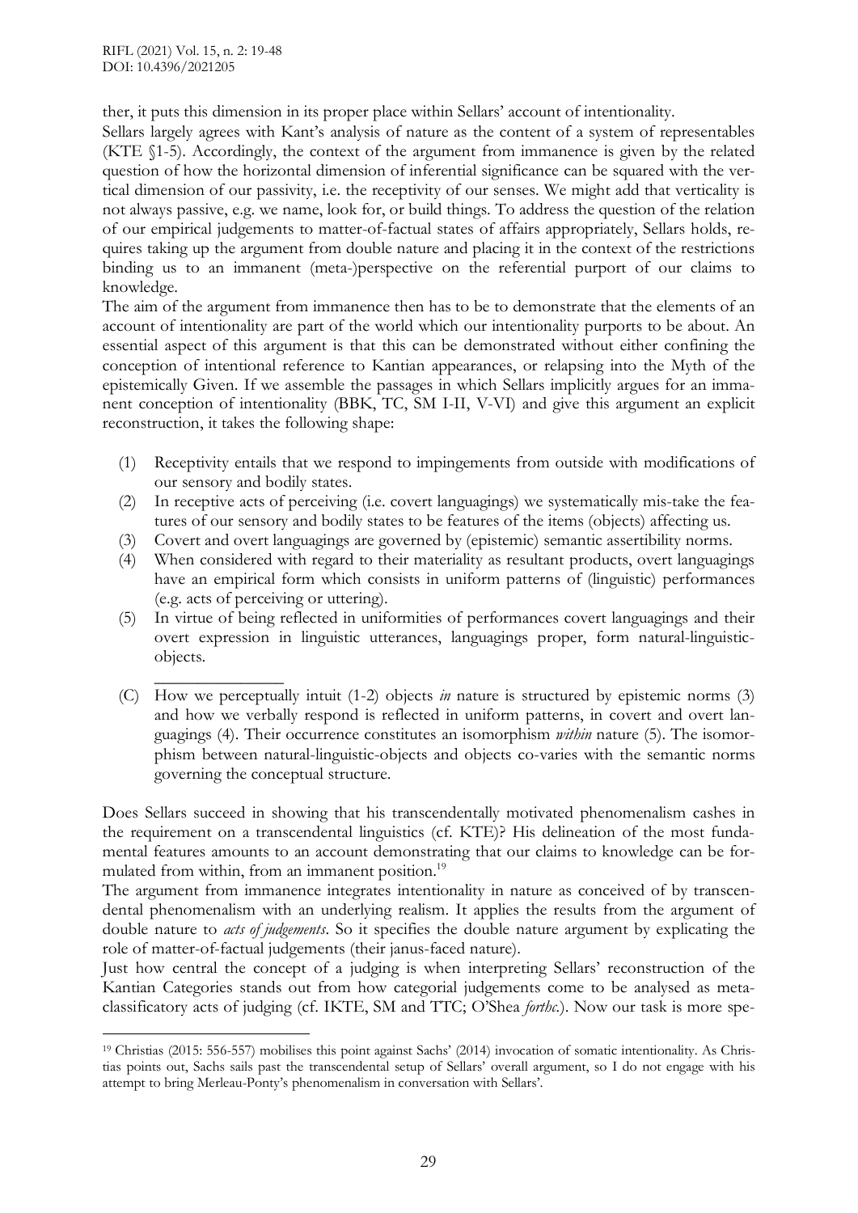ther, it puts this dimension in its proper place within Sellars' account of intentionality.

Sellars largely agrees with Kant's analysis of nature as the content of a system of representables (KTE §1-5). Accordingly, the context of the argument from immanence is given by the related question of how the horizontal dimension of inferential significance can be squared with the vertical dimension of our passivity, i.e. the receptivity of our senses. We might add that verticality is not always passive, e.g. we name, look for, or build things. To address the question of the relation of our empirical judgements to matter-of-factual states of affairs appropriately, Sellars holds, requires taking up the argument from double nature and placing it in the context of the restrictions binding us to an immanent (meta-)perspective on the referential purport of our claims to knowledge.

The aim of the argument from immanence then has to be to demonstrate that the elements of an account of intentionality are part of the world which our intentionality purports to be about. An essential aspect of this argument is that this can be demonstrated without either confining the conception of intentional reference to Kantian appearances, or relapsing into the Myth of the epistemically Given. If we assemble the passages in which Sellars implicitly argues for an immanent conception of intentionality (BBK, TC, SM I-II, V-VI) and give this argument an explicit reconstruction, it takes the following shape:

(1) Receptivity entails that we respond to impingements from outside with modifications of our sensory and bodily states.
(2) In receptive acts of perceiving (i.e. covert languagings) we systematically mis-take the features of our sensory and bodily states to be features of the items (objects) affecting us.
(3) Covert and overt languagings are governed by (epistemic) semantic assertibility norms.
(4) When considered with regard to their materiality as resultant products, overt languagings have an empirical form which consists in uniform patterns of (linguistic) performances (e.g. acts of perceiving or uttering).
(5) In virtue of being reflected in uniformities of performances covert languagings and their overt expression in linguistic utterances, languagings proper, form natural-linguistic-objects.

\_\_\_\_\_\_\_\_\_\_\_\_\_\_\_\_

(C) How we perceptually intuit (1-2) objects *in* nature is structured by epistemic norms (3) and how we verbally respond is reflected in uniform patterns, in covert and overt languagings (4). Their occurrence constitutes an isomorphism *within* nature (5). The isomorphism between natural-linguistic-objects and objects co-varies with the semantic norms governing the conceptual structure.

Does Sellars succeed in showing that his transcendentally motivated phenomenalism cashes in the requirement on a transcendental linguistics (cf. KTE)? His delineation of the most fundamental features amounts to an account demonstrating that our claims to knowledge can be formulated from within, from an immanent position.[19]

The argument from immanence integrates intentionality in nature as conceived of by transcendental phenomenalism with an underlying realism. It applies the results from the argument of double nature to *acts of judgements*. So it specifies the double nature argument by explicating the role of matter-of-factual judgements (their janus-faced nature).

Just how central the concept of a judging is when interpreting Sellars' reconstruction of the Kantian Categories stands out from how categorial judgements come to be analysed as meta-classificatory acts of judging (cf. IKTE, SM and TTC; O'Shea *forthc*.). Now our task is more spe-

[19] Christias (2015: 556-557) mobilises this point against Sachs' (2014) invocation of somatic intentionality. As Christias points out, Sachs sails past the transcendental setup of Sellars' overall argument, so I do not engage with his attempt to bring Merleau-Ponty's phenomenalism in conversation with Sellars'.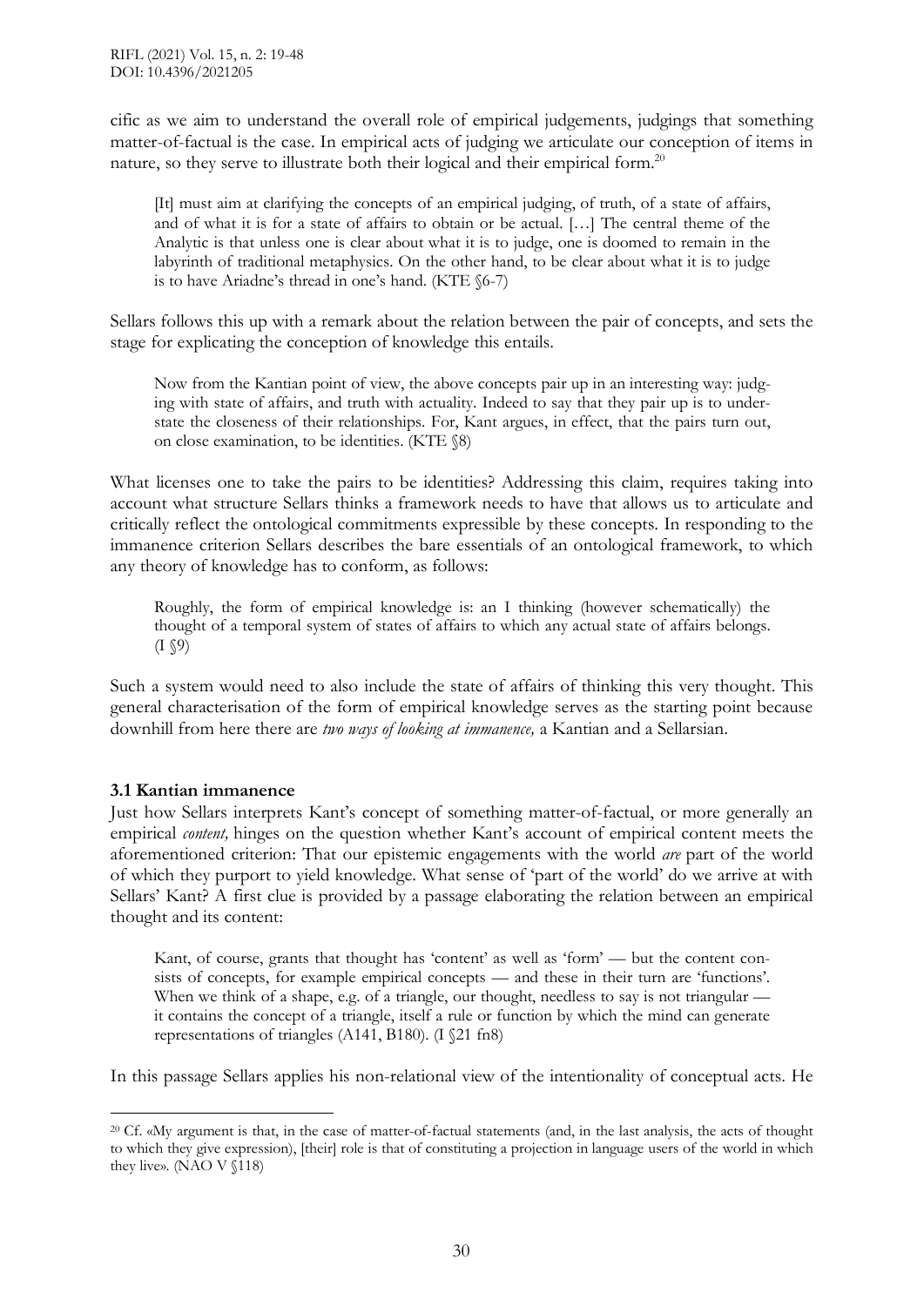cific as we aim to understand the overall role of empirical judgements, judgings that something matter-of-factual is the case. In empirical acts of judging we articulate our conception of items in nature, so they serve to illustrate both their logical and their empirical form.[20]

> [It] must aim at clarifying the concepts of an empirical judging, of truth, of a state of affairs, and of what it is for a state of affairs to obtain or be actual. […] The central theme of the Analytic is that unless one is clear about what it is to judge, one is doomed to remain in the labyrinth of traditional metaphysics. On the other hand, to be clear about what it is to judge is to have Ariadne's thread in one's hand. (KTE §6-7)

Sellars follows this up with a remark about the relation between the pair of concepts, and sets the stage for explicating the conception of knowledge this entails.

> Now from the Kantian point of view, the above concepts pair up in an interesting way: judging with state of affairs, and truth with actuality. Indeed to say that they pair up is to understate the closeness of their relationships. For, Kant argues, in effect, that the pairs turn out, on close examination, to be identities. (KTE §8)

What licenses one to take the pairs to be identities? Addressing this claim, requires taking into account what structure Sellars thinks a framework needs to have that allows us to articulate and critically reflect the ontological commitments expressible by these concepts. In responding to the immanence criterion Sellars describes the bare essentials of an ontological framework, to which any theory of knowledge has to conform, as follows:

> Roughly, the form of empirical knowledge is: an I thinking (however schematically) the thought of a temporal system of states of affairs to which any actual state of affairs belongs. (I §9)

Such a system would need to also include the state of affairs of thinking this very thought. This general characterisation of the form of empirical knowledge serves as the starting point because downhill from here there are *two ways of looking at immanence,* a Kantian and a Sellarsian.

### 3.1 Kantian immanence

Just how Sellars interprets Kant's concept of something matter-of-factual, or more generally an empirical *content,* hinges on the question whether Kant's account of empirical content meets the aforementioned criterion: That our epistemic engagements with the world *are* part of the world of which they purport to yield knowledge. What sense of 'part of the world' do we arrive at with Sellars' Kant? A first clue is provided by a passage elaborating the relation between an empirical thought and its content:

> Kant, of course, grants that thought has 'content' as well as 'form' — but the content consists of concepts, for example empirical concepts — and these in their turn are 'functions'. When we think of a shape, e.g. of a triangle, our thought, needless to say is not triangular — it contains the concept of a triangle, itself a rule or function by which the mind can generate representations of triangles (A141, B180). (I §21 fn8)

In this passage Sellars applies his non-relational view of the intentionality of conceptual acts. He

[20] Cf. «My argument is that, in the case of matter-of-factual statements (and, in the last analysis, the acts of thought to which they give expression), [their] role is that of constituting a projection in language users of the world in which they live». (NAO V §118)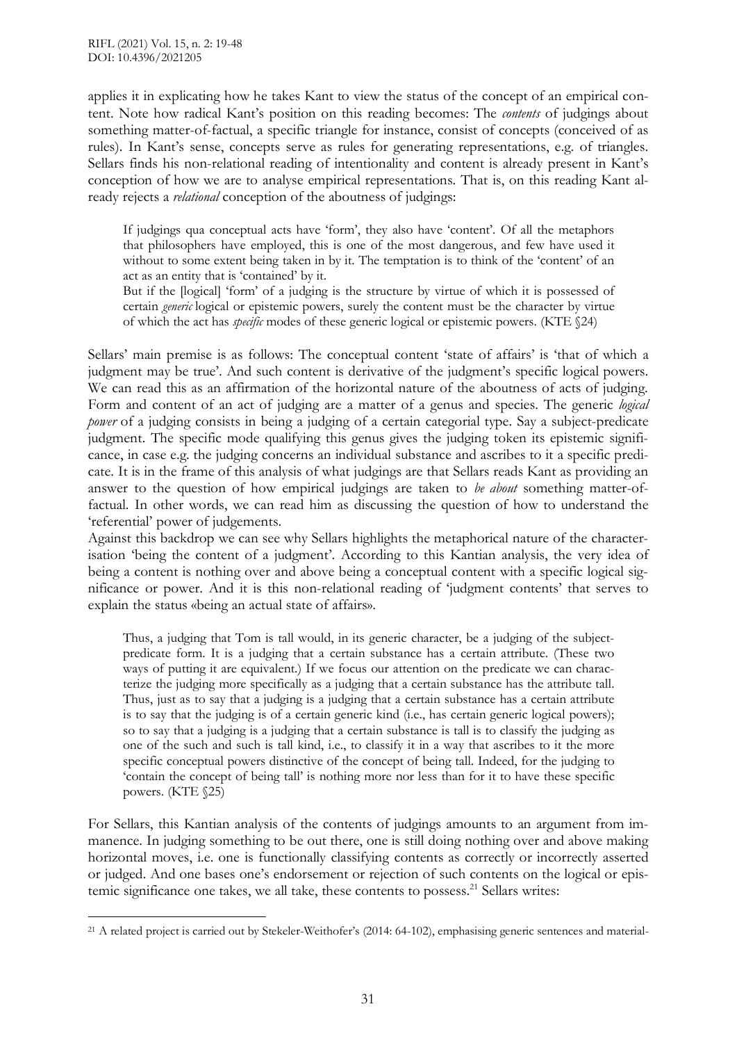applies it in explicating how he takes Kant to view the status of the concept of an empirical content. Note how radical Kant's position on this reading becomes: The *contents* of judgings about something matter-of-factual, a specific triangle for instance, consist of concepts (conceived of as rules). In Kant's sense, concepts serve as rules for generating representations, e.g. of triangles. Sellars finds his non-relational reading of intentionality and content is already present in Kant's conception of how we are to analyse empirical representations. That is, on this reading Kant already rejects a *relational* conception of the aboutness of judgings:

> If judgings qua conceptual acts have 'form', they also have 'content'. Of all the metaphors that philosophers have employed, this is one of the most dangerous, and few have used it without to some extent being taken in by it. The temptation is to think of the 'content' of an act as an entity that is 'contained' by it.
>
> But if the [logical] 'form' of a judging is the structure by virtue of which it is possessed of certain *generic* logical or epistemic powers, surely the content must be the character by virtue of which the act has *specific* modes of these generic logical or epistemic powers. (KTE §24)

Sellars' main premise is as follows: The conceptual content 'state of affairs' is 'that of which a judgment may be true'. And such content is derivative of the judgment's specific logical powers. We can read this as an affirmation of the horizontal nature of the aboutness of acts of judging. Form and content of an act of judging are a matter of a genus and species. The generic *logical power* of a judging consists in being a judging of a certain categorial type. Say a subject-predicate judgment. The specific mode qualifying this genus gives the judging token its epistemic significance, in case e.g. the judging concerns an individual substance and ascribes to it a specific predicate. It is in the frame of this analysis of what judgings are that Sellars reads Kant as providing an answer to the question of how empirical judgings are taken to *be about* something matter-of-factual. In other words, we can read him as discussing the question of how to understand the 'referential' power of judgements.

Against this backdrop we can see why Sellars highlights the metaphorical nature of the characterisation 'being the content of a judgment'. According to this Kantian analysis, the very idea of being a content is nothing over and above being a conceptual content with a specific logical significance or power. And it is this non-relational reading of 'judgment contents' that serves to explain the status «being an actual state of affairs».

> Thus, a judging that Tom is tall would, in its generic character, be a judging of the subject-predicate form. It is a judging that a certain substance has a certain attribute. (These two ways of putting it are equivalent.) If we focus our attention on the predicate we can characterize the judging more specifically as a judging that a certain substance has the attribute tall. Thus, just as to say that a judging is a judging that a certain substance has a certain attribute is to say that the judging is of a certain generic kind (i.e., has certain generic logical powers); so to say that a judging is a judging that a certain substance is tall is to classify the judging as one of the such and such is tall kind, i.e., to classify it in a way that ascribes to it the more specific conceptual powers distinctive of the concept of being tall. Indeed, for the judging to 'contain the concept of being tall' is nothing more nor less than for it to have these specific powers. (KTE §25)

For Sellars, this Kantian analysis of the contents of judgings amounts to an argument from immanence. In judging something to be out there, one is still doing nothing over and above making horizontal moves, i.e. one is functionally classifying contents as correctly or incorrectly asserted or judged. And one bases one's endorsement or rejection of such contents on the logical or epistemic significance one takes, we all take, these contents to possess.[21] Sellars writes:

[21] A related project is carried out by Stekeler-Weithofer's (2014: 64-102), emphasising generic sentences and material-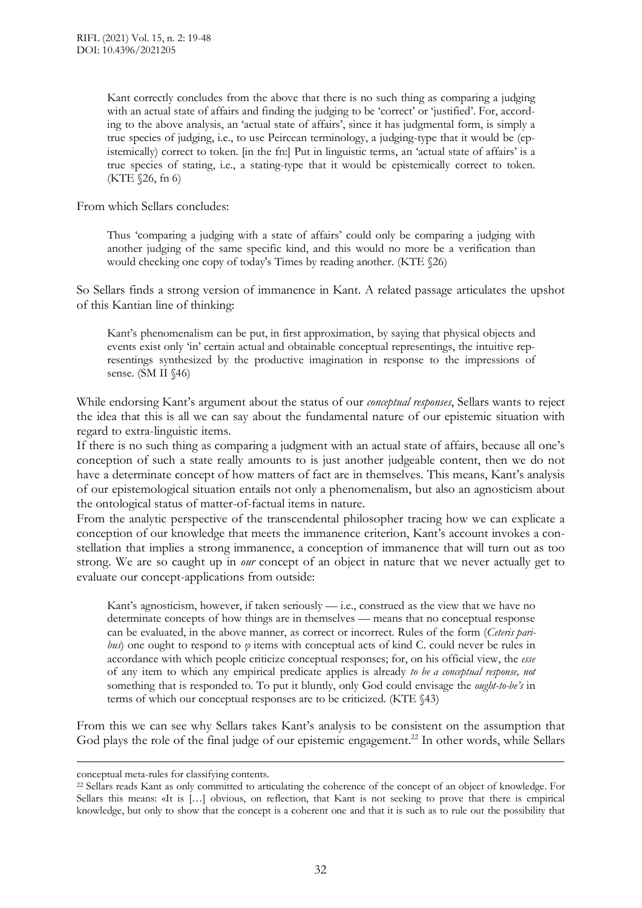> Kant correctly concludes from the above that there is no such thing as comparing a judging with an actual state of affairs and finding the judging to be 'correct' or 'justified'. For, according to the above analysis, an 'actual state of affairs', since it has judgmental form, is simply a true species of judging, i.e., to use Peircean terminology, a judging-type that it would be (epistemically) correct to token. [in the fn:] Put in linguistic terms, an 'actual state of affairs' is a true species of stating, i.e., a stating-type that it would be epistemically correct to token. (KTE §26, fn 6)

From which Sellars concludes:

> Thus 'comparing a judging with a state of affairs' could only be comparing a judging with another judging of the same specific kind, and this would no more be a verification than would checking one copy of today's Times by reading another. (KTE §26)

So Sellars finds a strong version of immanence in Kant. A related passage articulates the upshot of this Kantian line of thinking:

> Kant's phenomenalism can be put, in first approximation, by saying that physical objects and events exist only 'in' certain actual and obtainable conceptual representings, the intuitive representings synthesized by the productive imagination in response to the impressions of sense. (SM II §46)

While endorsing Kant's argument about the status of our *conceptual responses*, Sellars wants to reject the idea that this is all we can say about the fundamental nature of our epistemic situation with regard to extra-linguistic items.

If there is no such thing as comparing a judgment with an actual state of affairs, because all one's conception of such a state really amounts to is just another judgeable content, then we do not have a determinate concept of how matters of fact are in themselves. This means, Kant's analysis of our epistemological situation entails not only a phenomenalism, but also an agnosticism about the ontological status of matter-of-factual items in nature.

From the analytic perspective of the transcendental philosopher tracing how we can explicate a conception of our knowledge that meets the immanence criterion, Kant's account invokes a constellation that implies a strong immanence, a conception of immanence that will turn out as too strong. We are so caught up in *our* concept of an object in nature that we never actually get to evaluate our concept-applications from outside:

> Kant's agnosticism, however, if taken seriously — i.e., construed as the view that we have no determinate concepts of how things are in themselves — means that no conceptual response can be evaluated, in the above manner, as correct or incorrect. Rules of the form (*Ceteris paribus*) one ought to respond to *φ* items with conceptual acts of kind C. could never be rules in accordance with which people criticize conceptual responses; for, on his official view, the *esse* of any item to which any empirical predicate applies is already *to be a conceptual response, not* something that is responded to. To put it bluntly, only God could envisage the *ought-to-be's* in terms of which our conceptual responses are to be criticized. (KTE §43)

From this we can see why Sellars takes Kant's analysis to be consistent on the assumption that God plays the role of the final judge of our epistemic engagement.[22] In other words, while Sellars

---

conceptual meta-rules for classifying contents.

[22] Sellars reads Kant as only committed to articulating the coherence of the concept of an object of knowledge. For Sellars this means: «It is […] obvious, on reflection, that Kant is not seeking to prove that there is empirical knowledge, but only to show that the concept is a coherent one and that it is such as to rule out the possibility that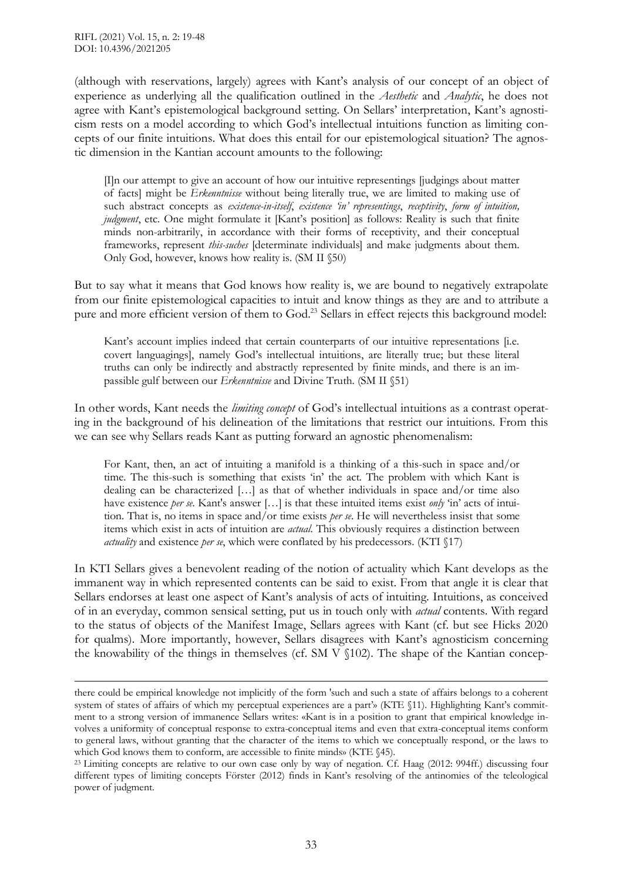(although with reservations, largely) agrees with Kant's analysis of our concept of an object of experience as underlying all the qualification outlined in the *Aesthetic* and *Analytic*, he does not agree with Kant's epistemological background setting. On Sellars' interpretation, Kant's agnosticism rests on a model according to which God's intellectual intuitions function as limiting concepts of our finite intuitions. What does this entail for our epistemological situation? The agnostic dimension in the Kantian account amounts to the following:

> [I]n our attempt to give an account of how our intuitive representings [judgings about matter of facts] might be *Erkenntnisse* without being literally true, we are limited to making use of such abstract concepts as *existence-in-itself*, *existence 'in' representings*, *receptivity*, *form of intuition, judgment*, etc. One might formulate it [Kant's position] as follows: Reality is such that finite minds non-arbitrarily, in accordance with their forms of receptivity, and their conceptual frameworks, represent *this-suches* [determinate individuals] and make judgments about them. Only God, however, knows how reality is. (SM II §50)

But to say what it means that God knows how reality is, we are bound to negatively extrapolate from our finite epistemological capacities to intuit and know things as they are and to attribute a pure and more efficient version of them to God.[23] Sellars in effect rejects this background model:

> Kant's account implies indeed that certain counterparts of our intuitive representations [i.e. covert languagings], namely God's intellectual intuitions, are literally true; but these literal truths can only be indirectly and abstractly represented by finite minds, and there is an impassible gulf between our *Erkenntnisse* and Divine Truth. (SM II §51)

In other words, Kant needs the *limiting concept* of God's intellectual intuitions as a contrast operating in the background of his delineation of the limitations that restrict our intuitions. From this we can see why Sellars reads Kant as putting forward an agnostic phenomenalism:

> For Kant, then, an act of intuiting a manifold is a thinking of a this-such in space and/or time. The this-such is something that exists 'in' the act. The problem with which Kant is dealing can be characterized […] as that of whether individuals in space and/or time also have existence *per se*. Kant's answer […] is that these intuited items exist *only* 'in' acts of intuition. That is, no items in space and/or time exists *per se*. He will nevertheless insist that some items which exist in acts of intuition are *actual*. This obviously requires a distinction between *actuality* and existence *per se*, which were conflated by his predecessors. (KTI §17)

In KTI Sellars gives a benevolent reading of the notion of actuality which Kant develops as the immanent way in which represented contents can be said to exist. From that angle it is clear that Sellars endorses at least one aspect of Kant's analysis of acts of intuiting. Intuitions, as conceived of in an everyday, common sensical setting, put us in touch only with *actual* contents. With regard to the status of objects of the Manifest Image, Sellars agrees with Kant (cf. but see Hicks 2020 for qualms). More importantly, however, Sellars disagrees with Kant's agnosticism concerning the knowability of the things in themselves (cf. SM V §102). The shape of the Kantian concep-

---

there could be empirical knowledge not implicitly of the form 'such and such a state of affairs belongs to a coherent system of states of affairs of which my perceptual experiences are a part'» (KTE §11). Highlighting Kant's commitment to a strong version of immanence Sellars writes: «Kant is in a position to grant that empirical knowledge involves a uniformity of conceptual response to extra-conceptual items and even that extra-conceptual items conform to general laws, without granting that the character of the items to which we conceptually respond, or the laws to which God knows them to conform, are accessible to finite minds» (KTE §45).

[23] Limiting concepts are relative to our own case only by way of negation. Cf. Haag (2012: 994ff.) discussing four different types of limiting concepts Förster (2012) finds in Kant's resolving of the antinomies of the teleological power of judgment.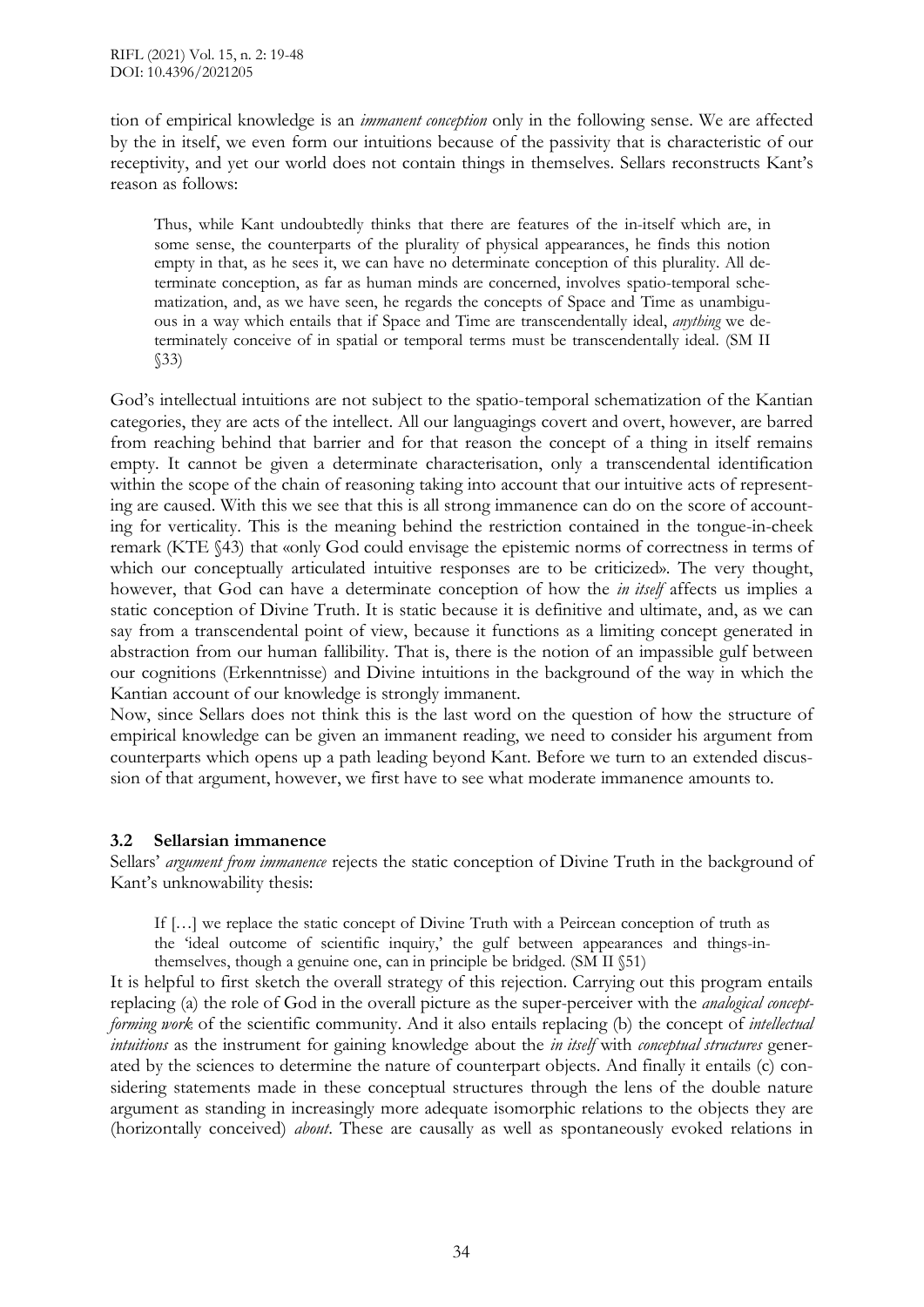tion of empirical knowledge is an *immanent conception* only in the following sense. We are affected by the in itself, we even form our intuitions because of the passivity that is characteristic of our receptivity, and yet our world does not contain things in themselves. Sellars reconstructs Kant's reason as follows:

> Thus, while Kant undoubtedly thinks that there are features of the in-itself which are, in some sense, the counterparts of the plurality of physical appearances, he finds this notion empty in that, as he sees it, we can have no determinate conception of this plurality. All determinate conception, as far as human minds are concerned, involves spatio-temporal schematization, and, as we have seen, he regards the concepts of Space and Time as unambiguous in a way which entails that if Space and Time are transcendentally ideal, *anything* we determinately conceive of in spatial or temporal terms must be transcendentally ideal. (SM II §33)

God's intellectual intuitions are not subject to the spatio-temporal schematization of the Kantian categories, they are acts of the intellect. All our languagings covert and overt, however, are barred from reaching behind that barrier and for that reason the concept of a thing in itself remains empty. It cannot be given a determinate characterisation, only a transcendental identification within the scope of the chain of reasoning taking into account that our intuitive acts of representing are caused. With this we see that this is all strong immanence can do on the score of accounting for verticality. This is the meaning behind the restriction contained in the tongue-in-cheek remark (KTE §43) that «only God could envisage the epistemic norms of correctness in terms of which our conceptually articulated intuitive responses are to be criticized». The very thought, however, that God can have a determinate conception of how the *in itself* affects us implies a static conception of Divine Truth. It is static because it is definitive and ultimate, and, as we can say from a transcendental point of view, because it functions as a limiting concept generated in abstraction from our human fallibility. That is, there is the notion of an impassible gulf between our cognitions (Erkenntnisse) and Divine intuitions in the background of the way in which the Kantian account of our knowledge is strongly immanent.

Now, since Sellars does not think this is the last word on the question of how the structure of empirical knowledge can be given an immanent reading, we need to consider his argument from counterparts which opens up a path leading beyond Kant. Before we turn to an extended discussion of that argument, however, we first have to see what moderate immanence amounts to.

### 3.2 Sellarsian immanence

Sellars' *argument from immanence* rejects the static conception of Divine Truth in the background of Kant's unknowability thesis:

> If […] we replace the static concept of Divine Truth with a Peircean conception of truth as the 'ideal outcome of scientific inquiry,' the gulf between appearances and things-in-themselves, though a genuine one, can in principle be bridged. (SM II §51)

It is helpful to first sketch the overall strategy of this rejection. Carrying out this program entails replacing (a) the role of God in the overall picture as the super-perceiver with the *analogical concept-forming work* of the scientific community. And it also entails replacing (b) the concept of *intellectual intuitions* as the instrument for gaining knowledge about the *in itself* with *conceptual structures* generated by the sciences to determine the nature of counterpart objects. And finally it entails (c) considering statements made in these conceptual structures through the lens of the double nature argument as standing in increasingly more adequate isomorphic relations to the objects they are (horizontally conceived) *about*. These are causally as well as spontaneously evoked relations in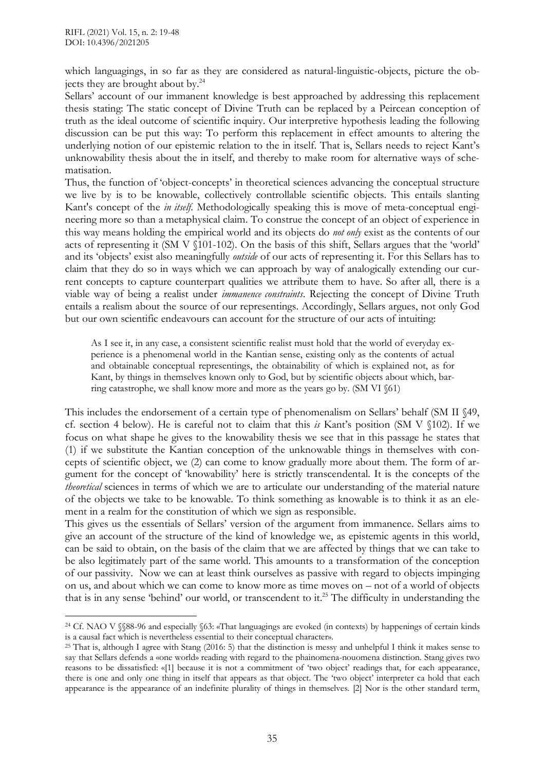which languagings, in so far as they are considered as natural-linguistic-objects, picture the objects they are brought about by.[24]

Sellars' account of our immanent knowledge is best approached by addressing this replacement thesis stating: The static concept of Divine Truth can be replaced by a Peircean conception of truth as the ideal outcome of scientific inquiry. Our interpretive hypothesis leading the following discussion can be put this way: To perform this replacement in effect amounts to altering the underlying notion of our epistemic relation to the in itself. That is, Sellars needs to reject Kant's unknowability thesis about the in itself, and thereby to make room for alternative ways of schematisation.

Thus, the function of 'object-concepts' in theoretical sciences advancing the conceptual structure we live by is to be knowable, collectively controllable scientific objects. This entails slanting Kant's concept of the *in itself*. Methodologically speaking this is move of meta-conceptual engineering more so than a metaphysical claim. To construe the concept of an object of experience in this way means holding the empirical world and its objects do *not only* exist as the contents of our acts of representing it (SM V §101-102). On the basis of this shift, Sellars argues that the 'world' and its 'objects' exist also meaningfully *outside* of our acts of representing it. For this Sellars has to claim that they do so in ways which we can approach by way of analogically extending our current concepts to capture counterpart qualities we attribute them to have. So after all, there is a viable way of being a realist under *immanence constraints*. Rejecting the concept of Divine Truth entails a realism about the source of our representings. Accordingly, Sellars argues, not only God but our own scientific endeavours can account for the structure of our acts of intuiting:

> As I see it, in any case, a consistent scientific realist must hold that the world of everyday experience is a phenomenal world in the Kantian sense, existing only as the contents of actual and obtainable conceptual representings, the obtainability of which is explained not, as for Kant, by things in themselves known only to God, but by scientific objects about which, barring catastrophe, we shall know more and more as the years go by. (SM VI §61)

This includes the endorsement of a certain type of phenomenalism on Sellars' behalf (SM II §49, cf. section 4 below). He is careful not to claim that this *is* Kant's position (SM V §102). If we focus on what shape he gives to the knowability thesis we see that in this passage he states that (1) if we substitute the Kantian conception of the unknowable things in themselves with concepts of scientific object, we (2) can come to know gradually more about them. The form of argument for the concept of 'knowability' here is strictly transcendental. It is the concepts of the *theoretical* sciences in terms of which we are to articulate our understanding of the material nature of the objects we take to be knowable. To think something as knowable is to think it as an element in a realm for the constitution of which we sign as responsible.

This gives us the essentials of Sellars' version of the argument from immanence. Sellars aims to give an account of the structure of the kind of knowledge we, as epistemic agents in this world, can be said to obtain, on the basis of the claim that we are affected by things that we can take to be also legitimately part of the same world. This amounts to a transformation of the conception of our passivity. Now we can at least think ourselves as passive with regard to objects impinging on us, and about which we can come to know more as time moves on – not of a world of objects that is in any sense 'behind' our world, or transcendent to it.[25] The difficulty in understanding the

---

[24] Cf. NAO V §§88-96 and especially §63: «That languagings are evoked (in contexts) by happenings of certain kinds is a causal fact which is nevertheless essential to their conceptual character».

[25] That is, although I agree with Stang (2016: 5) that the distinction is messy and unhelpful I think it makes sense to say that Sellars defends a «one world» reading with regard to the phainomena-nouomena distinction. Stang gives two reasons to be dissatisfied: «[1] because it is not a commitment of 'two object' readings that, for each appearance, there is one and only one thing in itself that appears as that object. The 'two object' interpreter ca hold that each appearance is the appearance of an indefinite plurality of things in themselves. [2] Nor is the other standard term,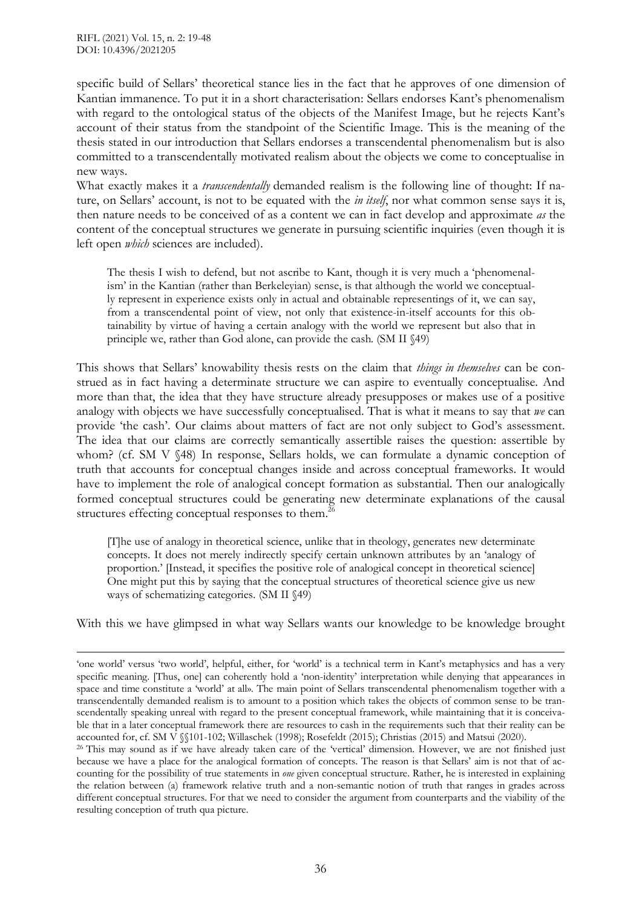specific build of Sellars' theoretical stance lies in the fact that he approves of one dimension of Kantian immanence. To put it in a short characterisation: Sellars endorses Kant's phenomenalism with regard to the ontological status of the objects of the Manifest Image, but he rejects Kant's account of their status from the standpoint of the Scientific Image. This is the meaning of the thesis stated in our introduction that Sellars endorses a transcendental phenomenalism but is also committed to a transcendentally motivated realism about the objects we come to conceptualise in new ways.

What exactly makes it a *transcendentally* demanded realism is the following line of thought: If nature, on Sellars' account, is not to be equated with the *in itself*, nor what common sense says it is, then nature needs to be conceived of as a content we can in fact develop and approximate *as* the content of the conceptual structures we generate in pursuing scientific inquiries (even though it is left open *which* sciences are included).

> The thesis I wish to defend, but not ascribe to Kant, though it is very much a 'phenomenalism' in the Kantian (rather than Berkeleyian) sense, is that although the world we conceptually represent in experience exists only in actual and obtainable representings of it, we can say, from a transcendental point of view, not only that existence-in-itself accounts for this obtainability by virtue of having a certain analogy with the world we represent but also that in principle we, rather than God alone, can provide the cash. (SM II §49)

This shows that Sellars' knowability thesis rests on the claim that *things in themselves* can be construed as in fact having a determinate structure we can aspire to eventually conceptualise. And more than that, the idea that they have structure already presupposes or makes use of a positive analogy with objects we have successfully conceptualised. That is what it means to say that *we* can provide 'the cash'. Our claims about matters of fact are not only subject to God's assessment. The idea that our claims are correctly semantically assertible raises the question: assertible by whom? (cf. SM V §48) In response, Sellars holds, we can formulate a dynamic conception of truth that accounts for conceptual changes inside and across conceptual frameworks. It would have to implement the role of analogical concept formation as substantial. Then our analogically formed conceptual structures could be generating new determinate explanations of the causal structures effecting conceptual responses to them.[26]

> [T]he use of analogy in theoretical science, unlike that in theology, generates new determinate concepts. It does not merely indirectly specify certain unknown attributes by an 'analogy of proportion.' [Instead, it specifies the positive role of analogical concept in theoretical science] One might put this by saying that the conceptual structures of theoretical science give us new ways of schematizing categories. (SM II §49)

With this we have glimpsed in what way Sellars wants our knowledge to be knowledge brought

---

'one world' versus 'two world', helpful, either, for 'world' is a technical term in Kant's metaphysics and has a very specific meaning. [Thus, one] can coherently hold a 'non-identity' interpretation while denying that appearances in space and time constitute a 'world' at all». The main point of Sellars transcendental phenomenalism together with a transcendentally demanded realism is to amount to a position which takes the objects of common sense to be transcendentally speaking unreal with regard to the present conceptual framework, while maintaining that it is conceivable that in a later conceptual framework there are resources to cash in the requirements such that their reality can be accounted for, cf. SM V §§101-102; Willaschek (1998); Rosefeldt (2015); Christias (2015) and Matsui (2020).

[26] This may sound as if we have already taken care of the 'vertical' dimension. However, we are not finished just because we have a place for the analogical formation of concepts. The reason is that Sellars' aim is not that of accounting for the possibility of true statements in *one* given conceptual structure. Rather, he is interested in explaining the relation between (a) framework relative truth and a non-semantic notion of truth that ranges in grades across different conceptual structures. For that we need to consider the argument from counterparts and the viability of the resulting conception of truth qua picture.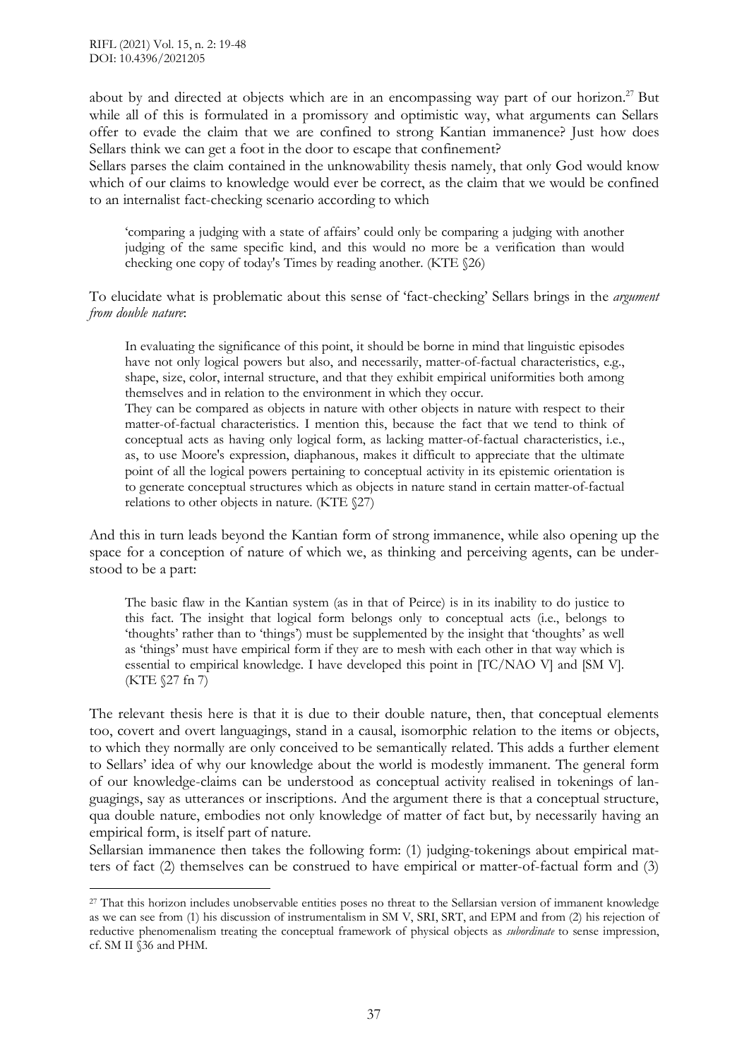about by and directed at objects which are in an encompassing way part of our horizon.[27] But while all of this is formulated in a promissory and optimistic way, what arguments can Sellars offer to evade the claim that we are confined to strong Kantian immanence? Just how does Sellars think we can get a foot in the door to escape that confinement?

Sellars parses the claim contained in the unknowability thesis namely, that only God would know which of our claims to knowledge would ever be correct, as the claim that we would be confined to an internalist fact-checking scenario according to which

> 'comparing a judging with a state of affairs' could only be comparing a judging with another judging of the same specific kind, and this would no more be a verification than would checking one copy of today's Times by reading another. (KTE §26)

To elucidate what is problematic about this sense of 'fact-checking' Sellars brings in the *argument from double nature*:

> In evaluating the significance of this point, it should be borne in mind that linguistic episodes have not only logical powers but also, and necessarily, matter-of-factual characteristics, e.g., shape, size, color, internal structure, and that they exhibit empirical uniformities both among themselves and in relation to the environment in which they occur.
>
> They can be compared as objects in nature with other objects in nature with respect to their matter-of-factual characteristics. I mention this, because the fact that we tend to think of conceptual acts as having only logical form, as lacking matter-of-factual characteristics, i.e., as, to use Moore's expression, diaphanous, makes it difficult to appreciate that the ultimate point of all the logical powers pertaining to conceptual activity in its epistemic orientation is to generate conceptual structures which as objects in nature stand in certain matter-of-factual relations to other objects in nature. (KTE §27)

And this in turn leads beyond the Kantian form of strong immanence, while also opening up the space for a conception of nature of which we, as thinking and perceiving agents, can be understood to be a part:

> The basic flaw in the Kantian system (as in that of Peirce) is in its inability to do justice to this fact. The insight that logical form belongs only to conceptual acts (i.e., belongs to 'thoughts' rather than to 'things') must be supplemented by the insight that 'thoughts' as well as 'things' must have empirical form if they are to mesh with each other in that way which is essential to empirical knowledge. I have developed this point in [TC/NAO V] and [SM V]. (KTE §27 fn 7)

The relevant thesis here is that it is due to their double nature, then, that conceptual elements too, covert and overt languagings, stand in a causal, isomorphic relation to the items or objects, to which they normally are only conceived to be semantically related. This adds a further element to Sellars' idea of why our knowledge about the world is modestly immanent. The general form of our knowledge-claims can be understood as conceptual activity realised in tokenings of languagings, say as utterances or inscriptions. And the argument there is that a conceptual structure, qua double nature, embodies not only knowledge of matter of fact but, by necessarily having an empirical form, is itself part of nature.

Sellarsian immanence then takes the following form: (1) judging-tokenings about empirical matters of fact (2) themselves can be construed to have empirical or matter-of-factual form and (3)

[27] That this horizon includes unobservable entities poses no threat to the Sellarsian version of immanent knowledge as we can see from (1) his discussion of instrumentalism in SM V, SRI, SRT, and EPM and from (2) his rejection of reductive phenomenalism treating the conceptual framework of physical objects as *subordinate* to sense impression, cf. SM II §36 and PHM.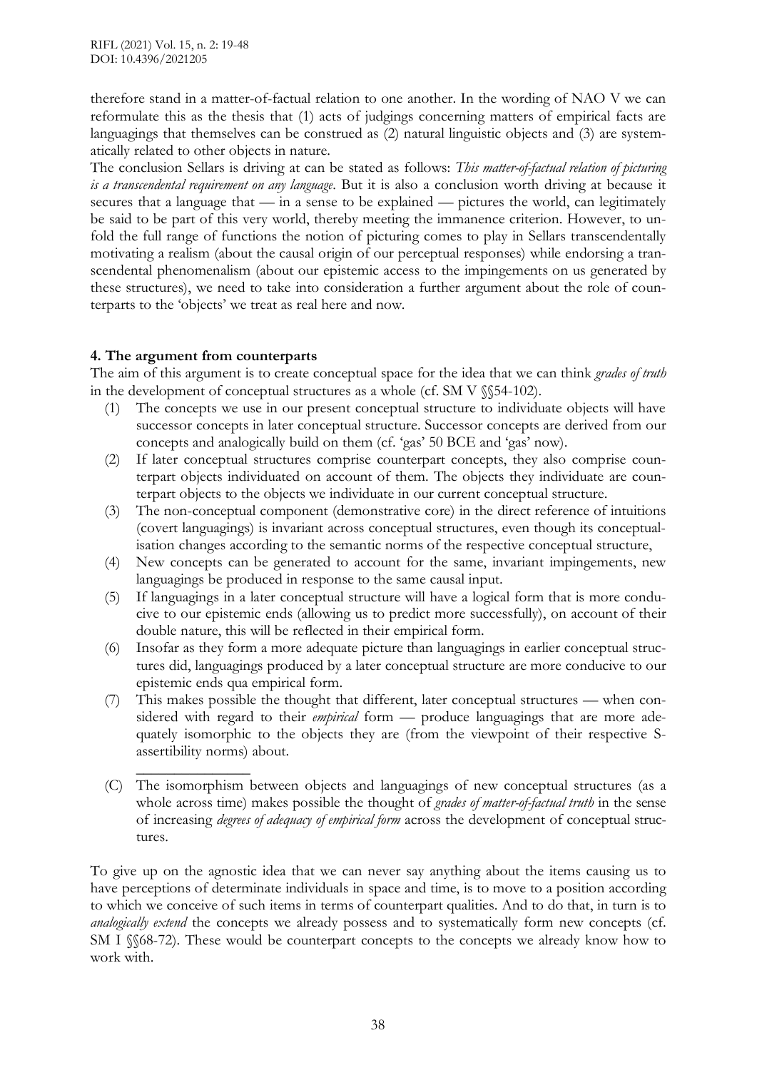therefore stand in a matter-of-factual relation to one another. In the wording of NAO V we can reformulate this as the thesis that (1) acts of judgings concerning matters of empirical facts are languagings that themselves can be construed as (2) natural linguistic objects and (3) are systematically related to other objects in nature.

The conclusion Sellars is driving at can be stated as follows: *This matter-of-factual relation of picturing is a transcendental requirement on any language*. But it is also a conclusion worth driving at because it secures that a language that — in a sense to be explained — pictures the world, can legitimately be said to be part of this very world, thereby meeting the immanence criterion. However, to unfold the full range of functions the notion of picturing comes to play in Sellars transcendentally motivating a realism (about the causal origin of our perceptual responses) while endorsing a transcendental phenomenalism (about our epistemic access to the impingements on us generated by these structures), we need to take into consideration a further argument about the role of counterparts to the 'objects' we treat as real here and now.

## 4. The argument from counterparts

The aim of this argument is to create conceptual space for the idea that we can think *grades of truth* in the development of conceptual structures as a whole (cf. SM V §§54-102).

(1) The concepts we use in our present conceptual structure to individuate objects will have successor concepts in later conceptual structure. Successor concepts are derived from our concepts and analogically build on them (cf. 'gas' 50 BCE and 'gas' now).

(2) If later conceptual structures comprise counterpart concepts, they also comprise counterpart objects individuated on account of them. The objects they individuate are counterpart objects to the objects we individuate in our current conceptual structure.

(3) The non-conceptual component (demonstrative core) in the direct reference of intuitions (covert languagings) is invariant across conceptual structures, even though its conceptualisation changes according to the semantic norms of the respective conceptual structure,

(4) New concepts can be generated to account for the same, invariant impingements, new languagings be produced in response to the same causal input.

(5) If languagings in a later conceptual structure will have a logical form that is more conducive to our epistemic ends (allowing us to predict more successfully), on account of their double nature, this will be reflected in their empirical form.

(6) Insofar as they form a more adequate picture than languagings in earlier conceptual structures did, languagings produced by a later conceptual structure are more conducive to our epistemic ends qua empirical form.

(7) This makes possible the thought that different, later conceptual structures — when considered with regard to their *empirical* form — produce languagings that are more adequately isomorphic to the objects they are (from the viewpoint of their respective S-assertibility norms) about.

---

(C) The isomorphism between objects and languagings of new conceptual structures (as a whole across time) makes possible the thought of *grades of matter-of-factual truth* in the sense of increasing *degrees of adequacy of empirical form* across the development of conceptual structures.

To give up on the agnostic idea that we can never say anything about the items causing us to have perceptions of determinate individuals in space and time, is to move to a position according to which we conceive of such items in terms of counterpart qualities. And to do that, in turn is to *analogically extend* the concepts we already possess and to systematically form new concepts (cf. SM I §§68-72). These would be counterpart concepts to the concepts we already know how to work with.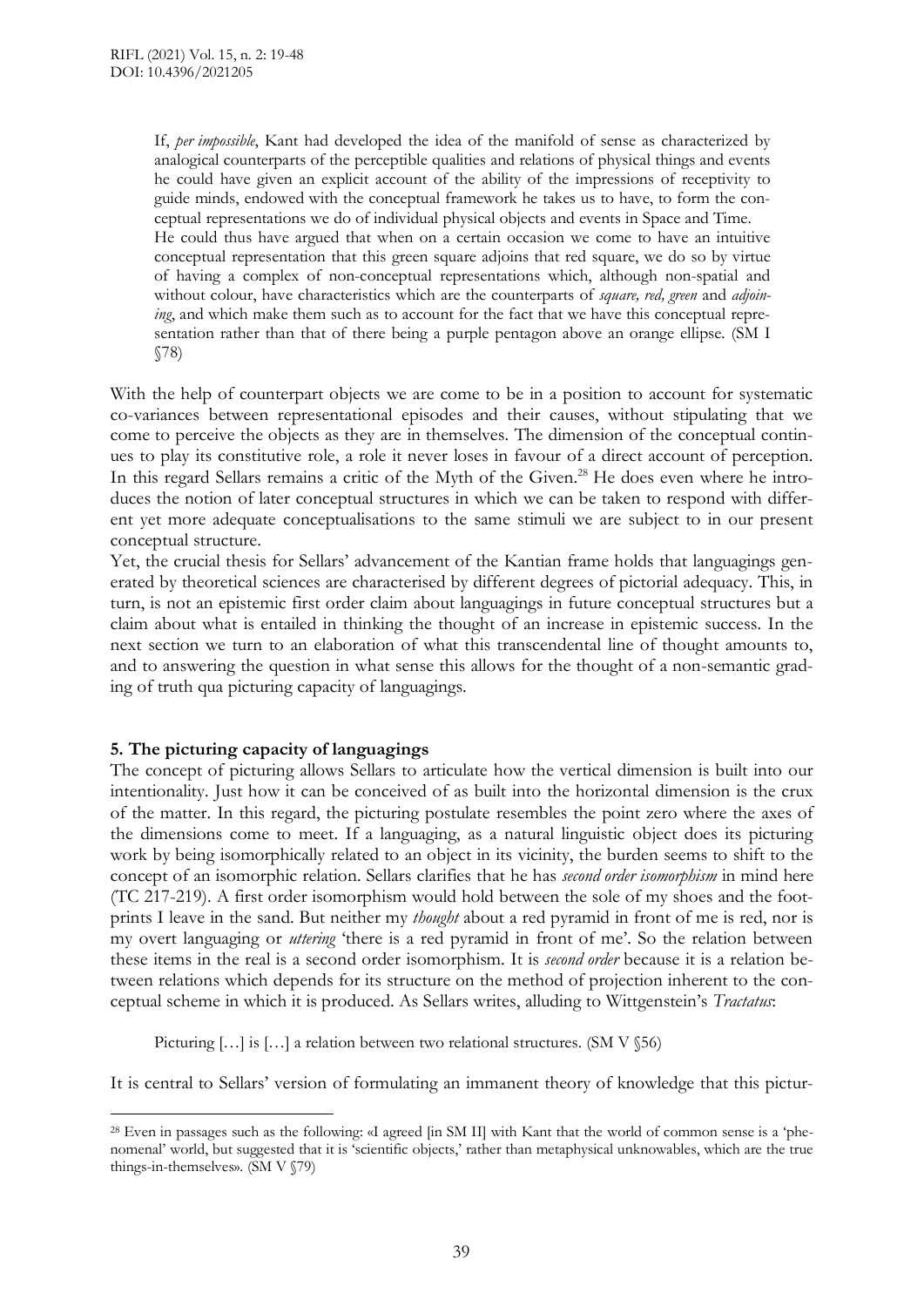> If, *per impossibile*, Kant had developed the idea of the manifold of sense as characterized by analogical counterparts of the perceptible qualities and relations of physical things and events he could have given an explicit account of the ability of the impressions of receptivity to guide minds, endowed with the conceptual framework he takes us to have, to form the conceptual representations we do of individual physical objects and events in Space and Time.
> He could thus have argued that when on a certain occasion we come to have an intuitive conceptual representation that this green square adjoins that red square, we do so by virtue of having a complex of non-conceptual representations which, although non-spatial and without colour, have characteristics which are the counterparts of *square, red, green* and *adjoining*, and which make them such as to account for the fact that we have this conceptual representation rather than that of there being a purple pentagon above an orange ellipse. (SM I §78)

With the help of counterpart objects we are come to be in a position to account for systematic co-variances between representational episodes and their causes, without stipulating that we come to perceive the objects as they are in themselves. The dimension of the conceptual continues to play its constitutive role, a role it never loses in favour of a direct account of perception. In this regard Sellars remains a critic of the Myth of the Given.[28] He does even where he introduces the notion of later conceptual structures in which we can be taken to respond with different yet more adequate conceptualisations to the same stimuli we are subject to in our present conceptual structure.

Yet, the crucial thesis for Sellars' advancement of the Kantian frame holds that languagings generated by theoretical sciences are characterised by different degrees of pictorial adequacy. This, in turn, is not an epistemic first order claim about languagings in future conceptual structures but a claim about what is entailed in thinking the thought of an increase in epistemic success. In the next section we turn to an elaboration of what this transcendental line of thought amounts to, and to answering the question in what sense this allows for the thought of a non-semantic grading of truth qua picturing capacity of languagings.

## 5. The picturing capacity of languagings

The concept of picturing allows Sellars to articulate how the vertical dimension is built into our intentionality. Just how it can be conceived of as built into the horizontal dimension is the crux of the matter. In this regard, the picturing postulate resembles the point zero where the axes of the dimensions come to meet. If a languaging, as a natural linguistic object does its picturing work by being isomorphically related to an object in its vicinity, the burden seems to shift to the concept of an isomorphic relation. Sellars clarifies that he has *second order isomorphism* in mind here (TC 217-219). A first order isomorphism would hold between the sole of my shoes and the footprints I leave in the sand. But neither my *thought* about a red pyramid in front of me is red, nor is my overt languaging or *uttering* 'there is a red pyramid in front of me'. So the relation between these items in the real is a second order isomorphism. It is *second order* because it is a relation between relations which depends for its structure on the method of projection inherent to the conceptual scheme in which it is produced. As Sellars writes, alluding to Wittgenstein's *Tractatus*:

> Picturing […] is […] a relation between two relational structures. (SM V §56)

It is central to Sellars' version of formulating an immanent theory of knowledge that this pictur-

---

[28] Even in passages such as the following: «I agreed [in SM II] with Kant that the world of common sense is a 'phenomenal' world, but suggested that it is 'scientific objects,' rather than metaphysical unknowables, which are the true things-in-themselves». (SM V §79)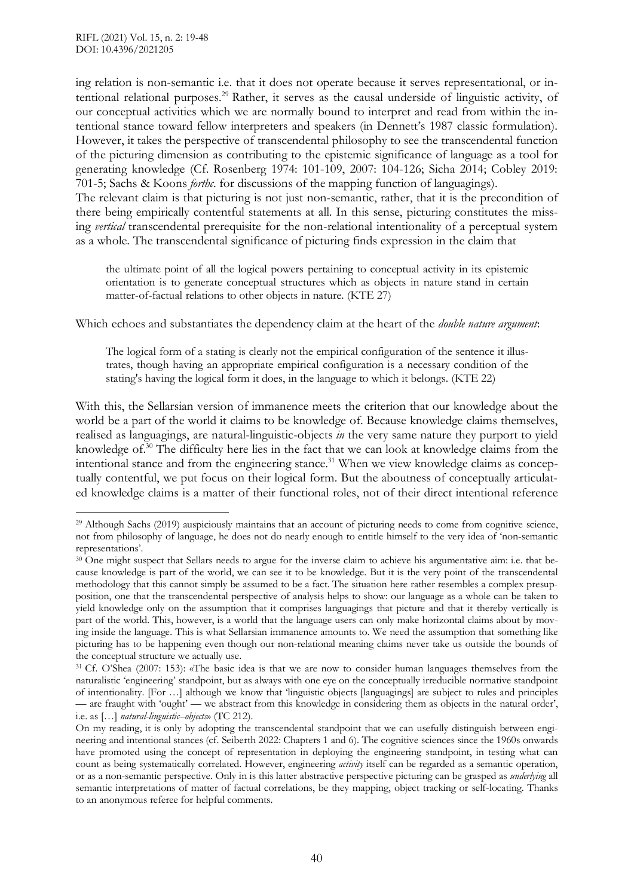ing relation is non-semantic i.e. that it does not operate because it serves representational, or intentional relational purposes.[29] Rather, it serves as the causal underside of linguistic activity, of our conceptual activities which we are normally bound to interpret and read from within the intentional stance toward fellow interpreters and speakers (in Dennett's 1987 classic formulation). However, it takes the perspective of transcendental philosophy to see the transcendental function of the picturing dimension as contributing to the epistemic significance of language as a tool for generating knowledge (Cf. Rosenberg 1974: 101-109, 2007: 104-126; Sicha 2014; Cobley 2019: 701-5; Sachs & Koons *forthc.* for discussions of the mapping function of languagings).

The relevant claim is that picturing is not just non-semantic, rather, that it is the precondition of there being empirically contentful statements at all. In this sense, picturing constitutes the missing *vertical* transcendental prerequisite for the non-relational intentionality of a perceptual system as a whole. The transcendental significance of picturing finds expression in the claim that

> the ultimate point of all the logical powers pertaining to conceptual activity in its epistemic orientation is to generate conceptual structures which as objects in nature stand in certain matter-of-factual relations to other objects in nature. (KTE 27)

Which echoes and substantiates the dependency claim at the heart of the *double nature argument*:

> The logical form of a stating is clearly not the empirical configuration of the sentence it illustrates, though having an appropriate empirical configuration is a necessary condition of the stating's having the logical form it does, in the language to which it belongs. (KTE 22)

With this, the Sellarsian version of immanence meets the criterion that our knowledge about the world be a part of the world it claims to be knowledge of. Because knowledge claims themselves, realised as languagings, are natural-linguistic-objects *in* the very same nature they purport to yield knowledge of.[30] The difficulty here lies in the fact that we can look at knowledge claims from the intentional stance and from the engineering stance.[31] When we view knowledge claims as conceptually contentful, we put focus on their logical form. But the aboutness of conceptually articulated knowledge claims is a matter of their functional roles, not of their direct intentional reference

---

[29] Although Sachs (2019) auspiciously maintains that an account of picturing needs to come from cognitive science, not from philosophy of language, he does not do nearly enough to entitle himself to the very idea of 'non-semantic representations'.

[30] One might suspect that Sellars needs to argue for the inverse claim to achieve his argumentative aim: i.e. that because knowledge is part of the world, we can see it to be knowledge. But it is the very point of the transcendental methodology that this cannot simply be assumed to be a fact. The situation here rather resembles a complex presupposition, one that the transcendental perspective of analysis helps to show: our language as a whole can be taken to yield knowledge only on the assumption that it comprises languagings that picture and that it thereby vertically is part of the world. This, however, is a world that the language users can only make horizontal claims about by moving inside the language. This is what Sellarsian immanence amounts to. We need the assumption that something like picturing has to be happening even though our non-relational meaning claims never take us outside the bounds of the conceptual structure we actually use.

[31] Cf. O'Shea (2007: 153): «The basic idea is that we are now to consider human languages themselves from the naturalistic 'engineering' standpoint, but as always with one eye on the conceptually irreducible normative standpoint of intentionality. [For …] although we know that 'linguistic objects [languagings] are subject to rules and principles — are fraught with 'ought' — we abstract from this knowledge in considering them as objects in the natural order', i.e. as […] *natural-linguistic–objects*» (TC 212).

On my reading, it is only by adopting the transcendental standpoint that we can usefully distinguish between engineering and intentional stances (cf. Seiberth 2022: Chapters 1 and 6). The cognitive sciences since the 1960s onwards have promoted using the concept of representation in deploying the engineering standpoint, in testing what can count as being systematically correlated. However, engineering *activity* itself can be regarded as a semantic operation, or as a non-semantic perspective. Only in is this latter abstractive perspective picturing can be grasped as *underlying* all semantic interpretations of matter of factual correlations, be they mapping, object tracking or self-locating. Thanks to an anonymous referee for helpful comments.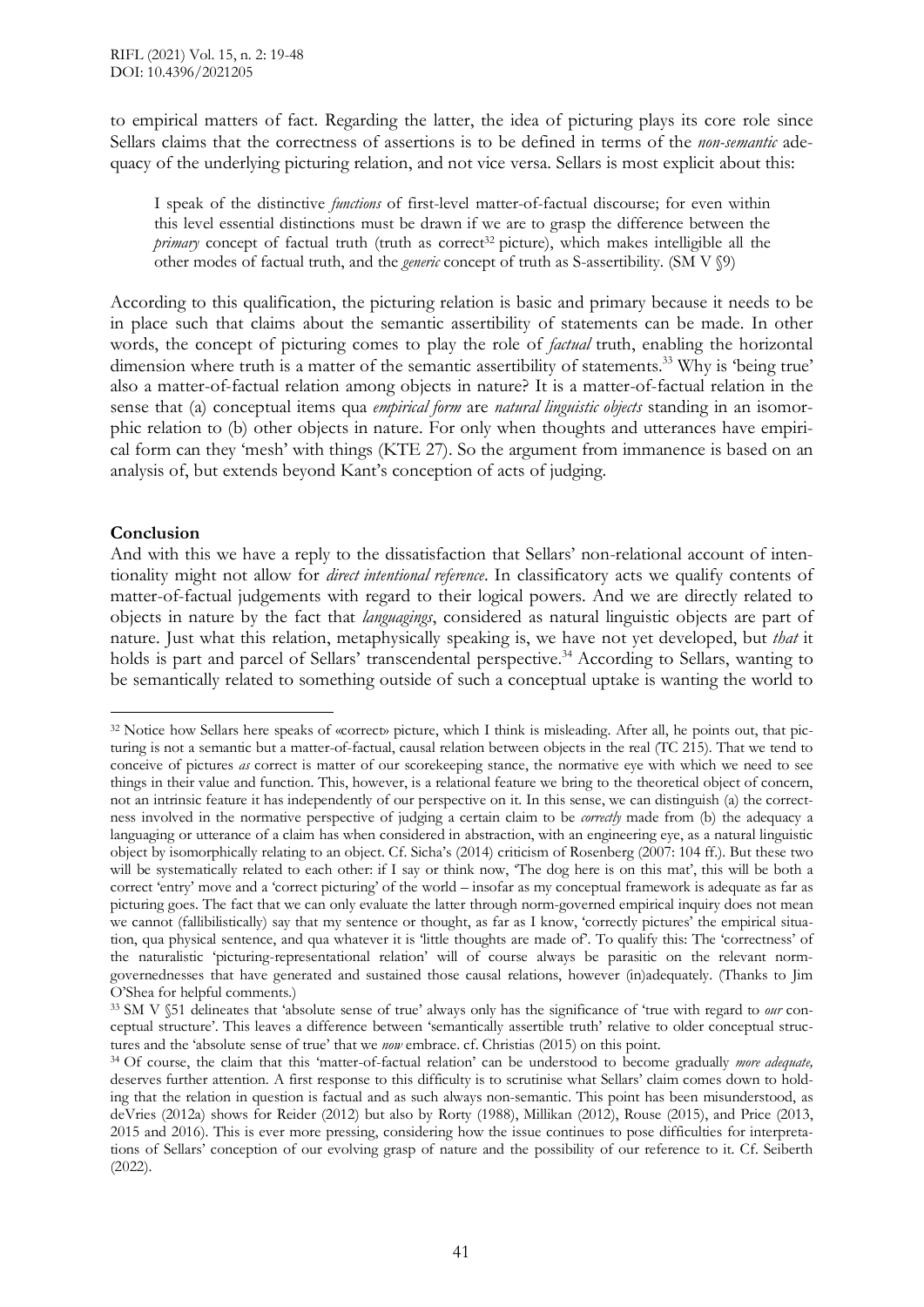to empirical matters of fact. Regarding the latter, the idea of picturing plays its core role since Sellars claims that the correctness of assertions is to be defined in terms of the *non-semantic* adequacy of the underlying picturing relation, and not vice versa. Sellars is most explicit about this:

> I speak of the distinctive *functions* of first-level matter-of-factual discourse; for even within this level essential distinctions must be drawn if we are to grasp the difference between the *primary* concept of factual truth (truth as correct[32] picture), which makes intelligible all the other modes of factual truth, and the *generic* concept of truth as S-assertibility. (SM V §9)

According to this qualification, the picturing relation is basic and primary because it needs to be in place such that claims about the semantic assertibility of statements can be made. In other words, the concept of picturing comes to play the role of *factual* truth, enabling the horizontal dimension where truth is a matter of the semantic assertibility of statements.[33] Why is 'being true' also a matter-of-factual relation among objects in nature? It is a matter-of-factual relation in the sense that (a) conceptual items qua *empirical form* are *natural linguistic objects* standing in an isomorphic relation to (b) other objects in nature. For only when thoughts and utterances have empirical form can they 'mesh' with things (KTE 27). So the argument from immanence is based on an analysis of, but extends beyond Kant's conception of acts of judging.

## Conclusion

And with this we have a reply to the dissatisfaction that Sellars' non-relational account of intentionality might not allow for *direct intentional reference*. In classificatory acts we qualify contents of matter-of-factual judgements with regard to their logical powers. And we are directly related to objects in nature by the fact that *languagings*, considered as natural linguistic objects are part of nature. Just what this relation, metaphysically speaking is, we have not yet developed, but *that* it holds is part and parcel of Sellars' transcendental perspective.[34] According to Sellars, wanting to be semantically related to something outside of such a conceptual uptake is wanting the world to

---

[32] Notice how Sellars here speaks of «correct» picture, which I think is misleading. After all, he points out, that picturing is not a semantic but a matter-of-factual, causal relation between objects in the real (TC 215). That we tend to conceive of pictures *as* correct is matter of our scorekeeping stance, the normative eye with which we need to see things in their value and function. This, however, is a relational feature we bring to the theoretical object of concern, not an intrinsic feature it has independently of our perspective on it. In this sense, we can distinguish (a) the correctness involved in the normative perspective of judging a certain claim to be *correctly* made from (b) the adequacy a languaging or utterance of a claim has when considered in abstraction, with an engineering eye, as a natural linguistic object by isomorphically relating to an object. Cf. Sicha's (2014) criticism of Rosenberg (2007: 104 ff.). But these two will be systematically related to each other: if I say or think now, 'The dog here is on this mat', this will be both a correct 'entry' move and a 'correct picturing' of the world – insofar as my conceptual framework is adequate as far as picturing goes. The fact that we can only evaluate the latter through norm-governed empirical inquiry does not mean we cannot (fallibilistically) say that my sentence or thought, as far as I know, 'correctly pictures' the empirical situation, qua physical sentence, and qua whatever it is 'little thoughts are made of'. To qualify this: The 'correctness' of the naturalistic 'picturing-representational relation' will of course always be parasitic on the relevant norm-governednesses that have generated and sustained those causal relations, however (in)adequately. (Thanks to Jim O'Shea for helpful comments.)

[33] SM V §51 delineates that 'absolute sense of true' always only has the significance of 'true with regard to *our* conceptual structure'. This leaves a difference between 'semantically assertible truth' relative to older conceptual structures and the 'absolute sense of true' that we *now* embrace. cf. Christias (2015) on this point.

[34] Of course, the claim that this 'matter-of-factual relation' can be understood to become gradually *more adequate,* deserves further attention. A first response to this difficulty is to scrutinise what Sellars' claim comes down to holding that the relation in question is factual and as such always non-semantic. This point has been misunderstood, as deVries (2012a) shows for Reider (2012) but also by Rorty (1988), Millikan (2012), Rouse (2015), and Price (2013, 2015 and 2016). This is ever more pressing, considering how the issue continues to pose difficulties for interpretations of Sellars' conception of our evolving grasp of nature and the possibility of our reference to it. Cf. Seiberth (2022).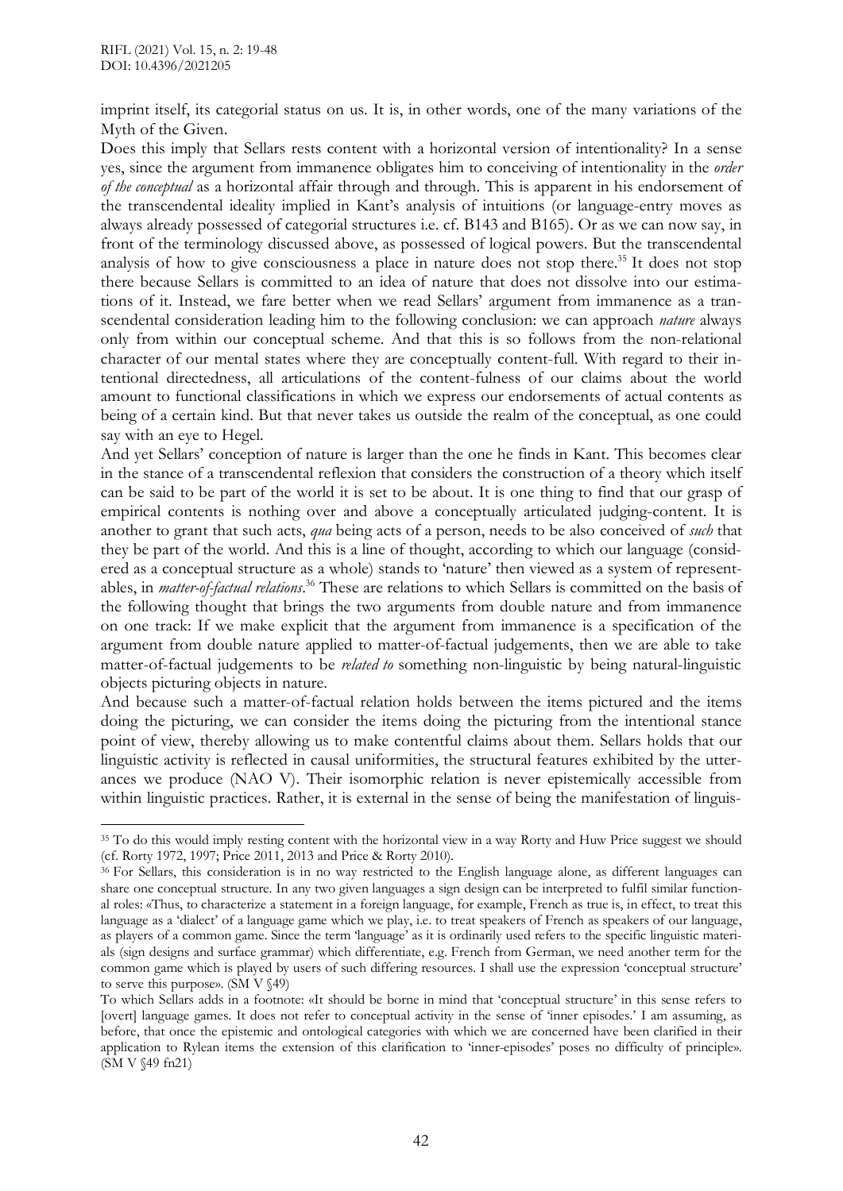imprint itself, its categorial status on us. It is, in other words, one of the many variations of the Myth of the Given.

Does this imply that Sellars rests content with a horizontal version of intentionality? In a sense yes, since the argument from immanence obligates him to conceiving of intentionality in the *order of the conceptual* as a horizontal affair through and through. This is apparent in his endorsement of the transcendental ideality implied in Kant's analysis of intuitions (or language-entry moves as always already possessed of categorial structures i.e. cf. B143 and B165). Or as we can now say, in front of the terminology discussed above, as possessed of logical powers. But the transcendental analysis of how to give consciousness a place in nature does not stop there.[35] It does not stop there because Sellars is committed to an idea of nature that does not dissolve into our estimations of it. Instead, we fare better when we read Sellars' argument from immanence as a transcendental consideration leading him to the following conclusion: we can approach *nature* always only from within our conceptual scheme. And that this is so follows from the non-relational character of our mental states where they are conceptually content-full. With regard to their intentional directedness, all articulations of the content-fulness of our claims about the world amount to functional classifications in which we express our endorsements of actual contents as being of a certain kind. But that never takes us outside the realm of the conceptual, as one could say with an eye to Hegel.

And yet Sellars' conception of nature is larger than the one he finds in Kant. This becomes clear in the stance of a transcendental reflexion that considers the construction of a theory which itself can be said to be part of the world it is set to be about. It is one thing to find that our grasp of empirical contents is nothing over and above a conceptually articulated judging-content. It is another to grant that such acts, *qua* being acts of a person, needs to be also conceived of *such* that they be part of the world. And this is a line of thought, according to which our language (considered as a conceptual structure as a whole) stands to 'nature' then viewed as a system of representables, in *matter-of-factual relations*.[36] These are relations to which Sellars is committed on the basis of the following thought that brings the two arguments from double nature and from immanence on one track: If we make explicit that the argument from immanence is a specification of the argument from double nature applied to matter-of-factual judgements, then we are able to take matter-of-factual judgements to be *related to* something non-linguistic by being natural-linguistic objects picturing objects in nature.

And because such a matter-of-factual relation holds between the items pictured and the items doing the picturing, we can consider the items doing the picturing from the intentional stance point of view, thereby allowing us to make contentful claims about them. Sellars holds that our linguistic activity is reflected in causal uniformities, the structural features exhibited by the utterances we produce (NAO V). Their isomorphic relation is never epistemically accessible from within linguistic practices. Rather, it is external in the sense of being the manifestation of linguis-

---

[35] To do this would imply resting content with the horizontal view in a way Rorty and Huw Price suggest we should (cf. Rorty 1972, 1997; Price 2011, 2013 and Price & Rorty 2010).

[36] For Sellars, this consideration is in no way restricted to the English language alone, as different languages can share one conceptual structure. In any two given languages a sign design can be interpreted to fulfil similar functional roles: «Thus, to characterize a statement in a foreign language, for example, French as true is, in effect, to treat this language as a 'dialect' of a language game which we play, i.e. to treat speakers of French as speakers of our language, as players of a common game. Since the term 'language' as it is ordinarily used refers to the specific linguistic materials (sign designs and surface grammar) which differentiate, e.g. French from German, we need another term for the common game which is played by users of such differing resources. I shall use the expression 'conceptual structure' to serve this purpose». (SM V §49)

To which Sellars adds in a footnote: «It should be borne in mind that 'conceptual structure' in this sense refers to [overt] language games. It does not refer to conceptual activity in the sense of 'inner episodes.' I am assuming, as before, that once the epistemic and ontological categories with which we are concerned have been clarified in their application to Rylean items the extension of this clarification to 'inner-episodes' poses no difficulty of principle». (SM V §49 fn21)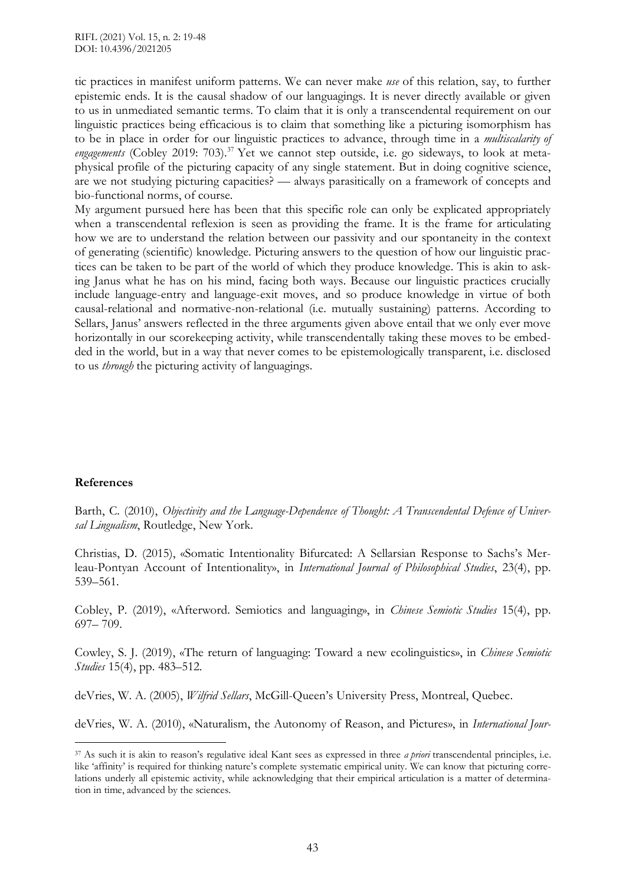tic practices in manifest uniform patterns. We can never make *use* of this relation, say, to further epistemic ends. It is the causal shadow of our languagings. It is never directly available or given to us in unmediated semantic terms. To claim that it is only a transcendental requirement on our linguistic practices being efficacious is to claim that something like a picturing isomorphism has to be in place in order for our linguistic practices to advance, through time in a *multiscalarity of engagements* (Cobley 2019: 703).[37] Yet we cannot step outside, i.e. go sideways, to look at metaphysical profile of the picturing capacity of any single statement. But in doing cognitive science, are we not studying picturing capacities? — always parasitically on a framework of concepts and bio-functional norms, of course.

My argument pursued here has been that this specific role can only be explicated appropriately when a transcendental reflexion is seen as providing the frame. It is the frame for articulating how we are to understand the relation between our passivity and our spontaneity in the context of generating (scientific) knowledge. Picturing answers to the question of how our linguistic practices can be taken to be part of the world of which they produce knowledge. This is akin to asking Janus what he has on his mind, facing both ways. Because our linguistic practices crucially include language-entry and language-exit moves, and so produce knowledge in virtue of both causal-relational and normative-non-relational (i.e. mutually sustaining) patterns. According to Sellars, Janus' answers reflected in the three arguments given above entail that we only ever move horizontally in our scorekeeping activity, while transcendentally taking these moves to be embedded in the world, but in a way that never comes to be epistemologically transparent, i.e. disclosed to us *through* the picturing activity of languagings.

**References**

Barth, C. (2010), *Objectivity and the Language-Dependence of Thought: A Transcendental Defence of Universal Lingualism*, Routledge, New York.

Christias, D. (2015), «Somatic Intentionality Bifurcated: A Sellarsian Response to Sachs's Merleau-Pontyan Account of Intentionality», in *International Journal of Philosophical Studies*, 23(4), pp. 539–561.

Cobley, P. (2019), «Afterword. Semiotics and languaging», in *Chinese Semiotic Studies* 15(4), pp. 697– 709.

Cowley, S. J. (2019), «The return of languaging: Toward a new ecolinguistics», in *Chinese Semiotic Studies* 15(4), pp. 483–512.

deVries, W. A. (2005), *Wilfrid Sellars*, McGill-Queen's University Press, Montreal, Quebec.

deVries, W. A. (2010), «Naturalism, the Autonomy of Reason, and Pictures», in *International Jour-*

[37] As such it is akin to reason's regulative ideal Kant sees as expressed in three *a priori* transcendental principles, i.e. like 'affinity' is required for thinking nature's complete systematic empirical unity. We can know that picturing correlations underly all epistemic activity, while acknowledging that their empirical articulation is a matter of determination in time, advanced by the sciences.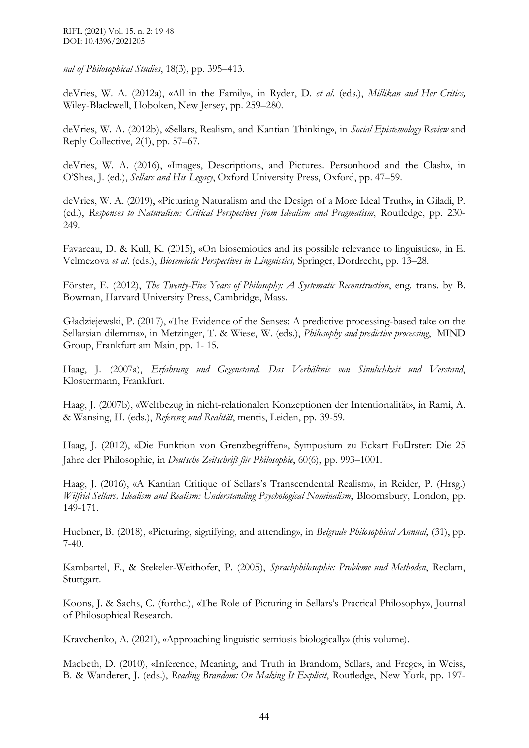*nal of Philosophical Studies*, 18(3), pp. 395–413.

deVries, W. A. (2012a), «All in the Family», in Ryder, D. *et al.* (eds.), *Millikan and Her Critics,* Wiley-Blackwell, Hoboken, New Jersey, pp. 259–280.

deVries, W. A. (2012b), «Sellars, Realism, and Kantian Thinking», in *Social Epistemology Review* and Reply Collective, 2(1), pp. 57–67.

deVries, W. A. (2016), «Images, Descriptions, and Pictures. Personhood and the Clash», in O'Shea, J. (ed.), *Sellars and His Legacy*, Oxford University Press, Oxford, pp. 47–59.

deVries, W. A. (2019), «Picturing Naturalism and the Design of a More Ideal Truth», in Giladi, P. (ed.), *Responses to Naturalism: Critical Perspectives from Idealism and Pragmatism*, Routledge, pp. 230-249.

Favareau, D. & Kull, K. (2015), «On biosemiotics and its possible relevance to linguistics», in E. Velmezova *et al.* (eds.), *Biosemiotic Perspectives in Linguistics,* Springer, Dordrecht, pp. 13–28.

Förster, E. (2012), *The Twenty-Five Years of Philosophy: A Systematic Reconstruction*, eng. trans. by B. Bowman, Harvard University Press, Cambridge, Mass.

Gładziejewski, P. (2017), «The Evidence of the Senses: A predictive processing-based take on the Sellarsian dilemma», in Metzinger, T. & Wiese, W. (eds.), *Philosophy and predictive processing*, MIND Group, Frankfurt am Main, pp. 1- 15.

Haag, J. (2007a), *Erfahrung und Gegenstand. Das Verhältnis von Sinnlichkeit und Verstand*, Klostermann, Frankfurt.

Haag, J. (2007b), «Weltbezug in nicht-relationalen Konzeptionen der Intentionalität», in Rami, A. & Wansing, H. (eds.), *Referenz und Realität*, mentis, Leiden, pp. 39-59.

Haag, J. (2012), «Die Funktion von Grenzbegriffen», Symposium zu Eckart Fo�rster: Die 25 Jahre der Philosophie, in *Deutsche Zeitschrift für Philosophie*, 60(6), pp. 993–1001.

Haag, J. (2016), «A Kantian Critique of Sellars's Transcendental Realism», in Reider, P. (Hrsg.) *Wilfrid Sellars, Idealism and Realism: Understanding Psychological Nominalism*, Bloomsbury, London, pp. 149-171.

Huebner, B. (2018), «Picturing, signifying, and attending», in *Belgrade Philosophical Annual*, (31), pp. 7-40.

Kambartel, F., & Stekeler-Weithofer, P. (2005), *Sprachphilosophie: Probleme und Methoden*, Reclam, Stuttgart.

Koons, J. & Sachs, C. (forthc.), «The Role of Picturing in Sellars's Practical Philosophy», Journal of Philosophical Research.

Kravchenko, A. (2021), «Approaching linguistic semiosis biologically» (this volume).

Macbeth, D. (2010), «Inference, Meaning, and Truth in Brandom, Sellars, and Frege», in Weiss, B. & Wanderer, J. (eds.), *Reading Brandom: On Making It Explicit*, Routledge, New York, pp. 197-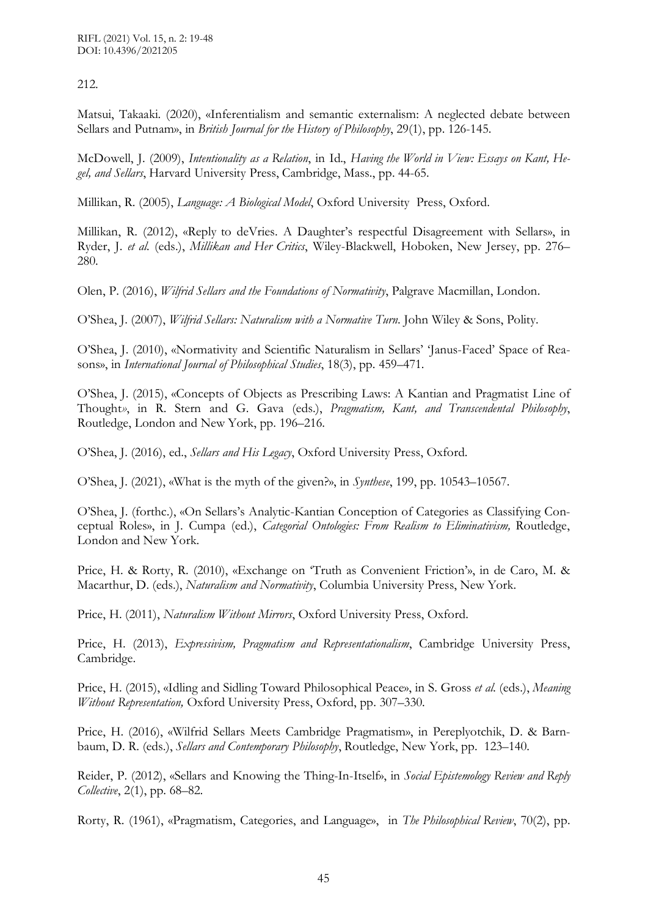212.

Matsui, Takaaki. (2020), «Inferentialism and semantic externalism: A neglected debate between Sellars and Putnam», in *British Journal for the History of Philosophy*, 29(1), pp. 126-145.

McDowell, J. (2009), *Intentionality as a Relation*, in Id., *Having the World in View: Essays on Kant, Hegel, and Sellars*, Harvard University Press, Cambridge, Mass., pp. 44-65.

Millikan, R. (2005), *Language: A Biological Model*, Oxford University Press, Oxford.

Millikan, R. (2012), «Reply to deVries. A Daughter's respectful Disagreement with Sellars», in Ryder, J. *et al.* (eds.), *Millikan and Her Critics*, Wiley-Blackwell, Hoboken, New Jersey, pp. 276–280.

Olen, P. (2016), *Wilfrid Sellars and the Foundations of Normativity*, Palgrave Macmillan, London.

O'Shea, J. (2007), *Wilfrid Sellars: Naturalism with a Normative Turn*. John Wiley & Sons, Polity.

O'Shea, J. (2010), «Normativity and Scientific Naturalism in Sellars' 'Janus-Faced' Space of Reasons», in *International Journal of Philosophical Studies*, 18(3), pp. 459–471.

O'Shea, J. (2015), «Concepts of Objects as Prescribing Laws: A Kantian and Pragmatist Line of Thought», in R. Stern and G. Gava (eds.), *Pragmatism, Kant, and Transcendental Philosophy*, Routledge, London and New York, pp. 196–216.

O'Shea, J. (2016), ed., *Sellars and His Legacy*, Oxford University Press, Oxford.

O'Shea, J. (2021), «What is the myth of the given?», in *Synthese*, 199, pp. 10543–10567.

O'Shea, J. (forthc.), «On Sellars's Analytic-Kantian Conception of Categories as Classifying Conceptual Roles», in J. Cumpa (ed.), *Categorial Ontologies: From Realism to Eliminativism,* Routledge, London and New York.

Price, H. & Rorty, R. (2010), «Exchange on 'Truth as Convenient Friction'», in de Caro, M. & Macarthur, D. (eds.), *Naturalism and Normativity*, Columbia University Press, New York.

Price, H. (2011), *Naturalism Without Mirrors*, Oxford University Press, Oxford.

Price, H. (2013), *Expressivism, Pragmatism and Representationalism*, Cambridge University Press, Cambridge.

Price, H. (2015), «Idling and Sidling Toward Philosophical Peace», in S. Gross *et al.* (eds.), *Meaning Without Representation,* Oxford University Press, Oxford, pp. 307–330.

Price, H. (2016), «Wilfrid Sellars Meets Cambridge Pragmatism», in Pereplyotchik, D. & Barnbaum, D. R. (eds.), *Sellars and Contemporary Philosophy*, Routledge, New York, pp. 123–140.

Reider, P. (2012), «Sellars and Knowing the Thing-In-Itself», in *Social Epistemology Review and Reply Collective*, 2(1), pp. 68–82.

Rorty, R. (1961), «Pragmatism, Categories, and Language», in *The Philosophical Review*, 70(2), pp.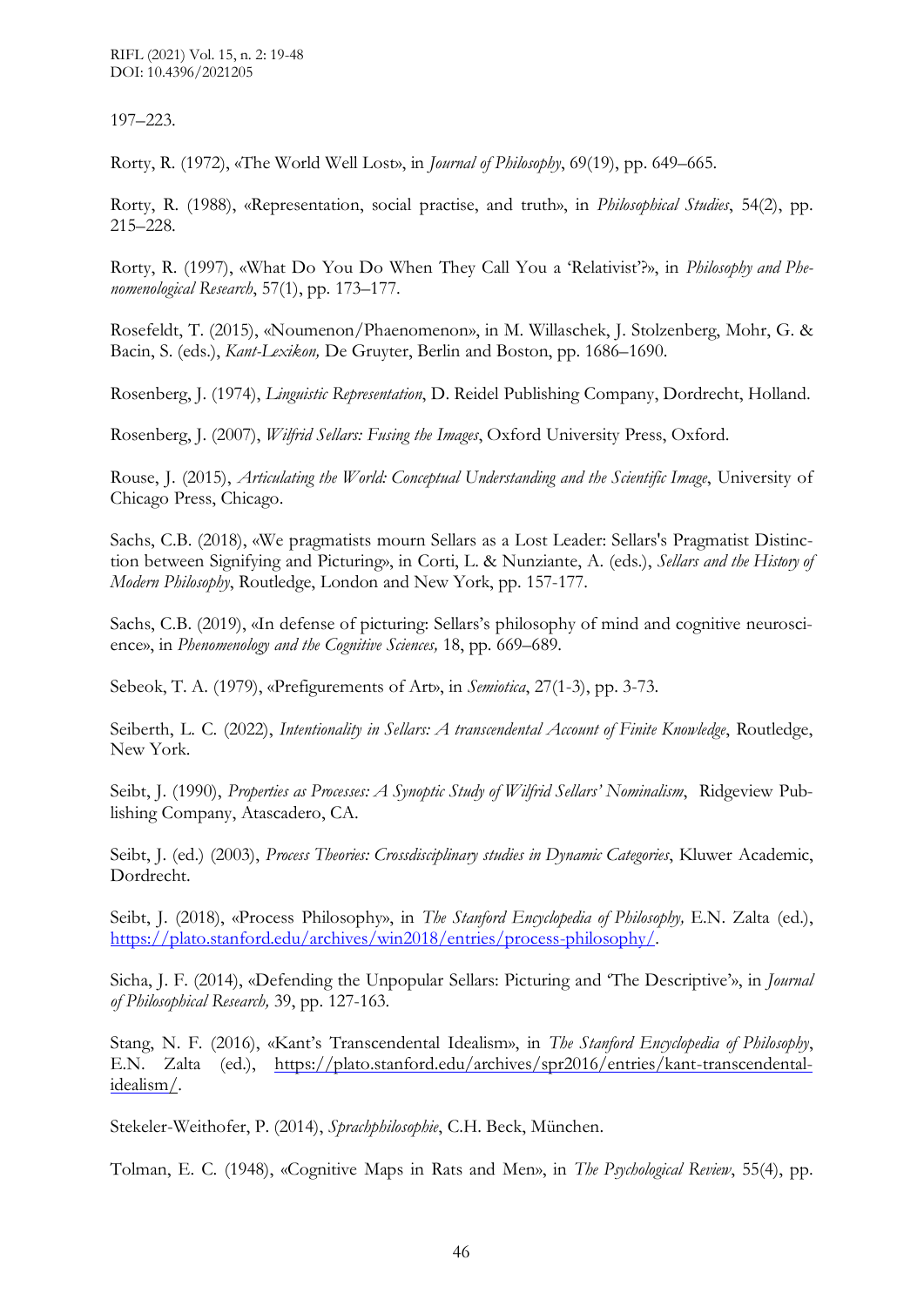197–223.

Rorty, R. (1972), «The World Well Lost», in *Journal of Philosophy*, 69(19), pp. 649–665.

Rorty, R. (1988), «Representation, social practise, and truth», in *Philosophical Studies*, 54(2), pp. 215–228.

Rorty, R. (1997), «What Do You Do When They Call You a 'Relativist'?», in *Philosophy and Phenomenological Research*, 57(1), pp. 173–177.

Rosefeldt, T. (2015), «Noumenon/Phaenomenon», in M. Willaschek, J. Stolzenberg, Mohr, G. & Bacin, S. (eds.), *Kant-Lexikon,* De Gruyter, Berlin and Boston, pp. 1686–1690.

Rosenberg, J. (1974), *Linguistic Representation*, D. Reidel Publishing Company, Dordrecht, Holland.

Rosenberg, J. (2007), *Wilfrid Sellars: Fusing the Images*, Oxford University Press, Oxford.

Rouse, J. (2015), *Articulating the World: Conceptual Understanding and the Scientific Image*, University of Chicago Press, Chicago.

Sachs, C.B. (2018), «We pragmatists mourn Sellars as a Lost Leader: Sellars's Pragmatist Distinction between Signifying and Picturing», in Corti, L. & Nunziante, A. (eds.), *Sellars and the History of Modern Philosophy*, Routledge, London and New York, pp. 157-177.

Sachs, C.B. (2019), «In defense of picturing: Sellars's philosophy of mind and cognitive neuroscience», in *Phenomenology and the Cognitive Sciences,* 18, pp. 669–689.

Sebeok, T. A. (1979), «Prefigurements of Art», in *Semiotica*, 27(1-3), pp. 3-73.

Seiberth, L. C. (2022), *Intentionality in Sellars: A transcendental Account of Finite Knowledge*, Routledge, New York.

Seibt, J. (1990), *Properties as Processes: A Synoptic Study of Wilfrid Sellars' Nominalism*, Ridgeview Publishing Company, Atascadero, CA.

Seibt, J. (ed.) (2003), *Process Theories: Crossdisciplinary studies in Dynamic Categories*, Kluwer Academic, Dordrecht.

Seibt, J. (2018), «Process Philosophy», in *The Stanford Encyclopedia of Philosophy,* E.N. Zalta (ed.), https://plato.stanford.edu/archives/win2018/entries/process-philosophy/.

Sicha, J. F. (2014), «Defending the Unpopular Sellars: Picturing and 'The Descriptive'», in *Journal of Philosophical Research,* 39, pp. 127-163.

Stang, N. F. (2016), «Kant's Transcendental Idealism», in *The Stanford Encyclopedia of Philosophy*, E.N. Zalta (ed.), https://plato.stanford.edu/archives/spr2016/entries/kant-transcendental-idealism/.

Stekeler-Weithofer, P. (2014), *Sprachphilosophie*, C.H. Beck, München.

Tolman, E. C. (1948), «Cognitive Maps in Rats and Men», in *The Psychological Review*, 55(4), pp.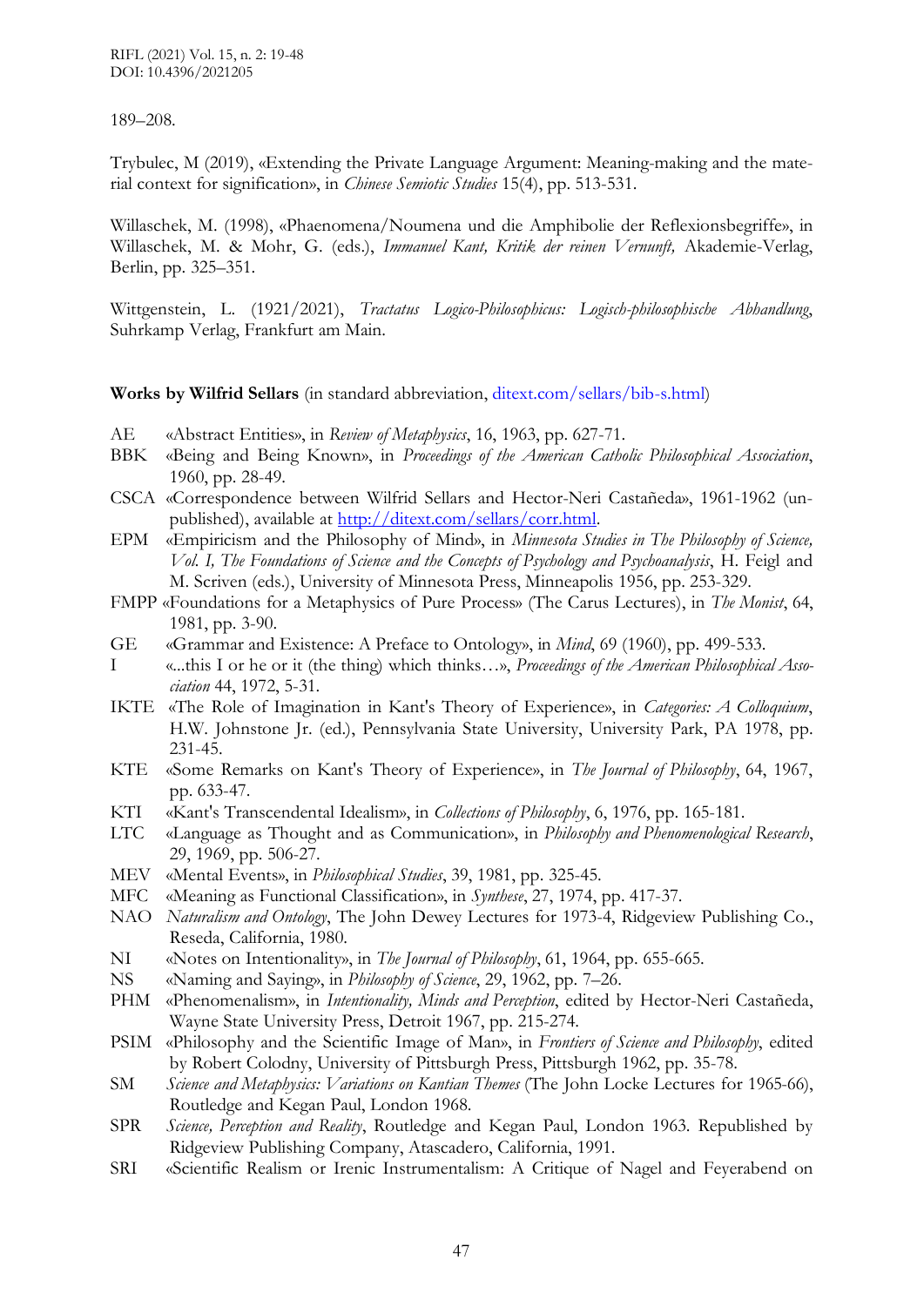189–208.

Trybulec, M (2019), «Extending the Private Language Argument: Meaning-making and the material context for signification», in *Chinese Semiotic Studies* 15(4), pp. 513-531.

Willaschek, M. (1998), «Phaenomena/Noumena und die Amphibolie der Reflexionsbegriffe», in Willaschek, M. & Mohr, G. (eds.), *Immanuel Kant, Kritik der reinen Vernunft,* Akademie-Verlag, Berlin, pp. 325–351.

Wittgenstein, L. (1921/2021), *Tractatus Logico-Philosophicus: Logisch-philosophische Abhandlung*, Suhrkamp Verlag, Frankfurt am Main.

**Works by Wilfrid Sellars** (in standard abbreviation, ditext.com/sellars/bib-s.html)

- AE «Abstract Entities», in *Review of Metaphysics*, 16, 1963, pp. 627-71.
- BBK «Being and Being Known», in *Proceedings of the American Catholic Philosophical Association*, 1960, pp. 28-49.
- CSCA «Correspondence between Wilfrid Sellars and Hector-Neri Castañeda», 1961-1962 (unpublished), available at http://ditext.com/sellars/corr.html.
- EPM «Empiricism and the Philosophy of Mind», in *Minnesota Studies in The Philosophy of Science, Vol. I, The Foundations of Science and the Concepts of Psychology and Psychoanalysis*, H. Feigl and M. Scriven (eds.), University of Minnesota Press, Minneapolis 1956, pp. 253-329.
- FMPP «Foundations for a Metaphysics of Pure Process» (The Carus Lectures), in *The Monist*, 64, 1981, pp. 3-90.
- GE «Grammar and Existence: A Preface to Ontology», in *Mind*, 69 (1960), pp. 499-533.
- I «...this I or he or it (the thing) which thinks…», *Proceedings of the American Philosophical Association* 44, 1972, 5-31.
- IKTE «The Role of Imagination in Kant's Theory of Experience», in *Categories: A Colloquium*, H.W. Johnstone Jr. (ed.), Pennsylvania State University, University Park, PA 1978, pp. 231-45.
- KTE «Some Remarks on Kant's Theory of Experience», in *The Journal of Philosophy*, 64, 1967, pp. 633-47.
- KTI «Kant's Transcendental Idealism», in *Collections of Philosophy*, 6, 1976, pp. 165-181.
- LTC «Language as Thought and as Communication», in *Philosophy and Phenomenological Research*, 29, 1969, pp. 506-27.
- MEV «Mental Events», in *Philosophical Studies*, 39, 1981, pp. 325-45.
- MFC «Meaning as Functional Classification», in *Synthese*, 27, 1974, pp. 417-37.
- NAO *Naturalism and Ontology*, The John Dewey Lectures for 1973-4, Ridgeview Publishing Co., Reseda, California, 1980.
- NI «Notes on Intentionality», in *The Journal of Philosophy*, 61, 1964, pp. 655-665.
- NS «Naming and Saying», in *Philosophy of Science*, 29, 1962, pp. 7–26.
- PHM «Phenomenalism», in *Intentionality, Minds and Perception*, edited by Hector-Neri Castañeda, Wayne State University Press, Detroit 1967, pp. 215-274.
- PSIM «Philosophy and the Scientific Image of Man», in *Frontiers of Science and Philosophy*, edited by Robert Colodny, University of Pittsburgh Press, Pittsburgh 1962, pp. 35-78.
- SM *Science and Metaphysics: Variations on Kantian Themes* (The John Locke Lectures for 1965-66), Routledge and Kegan Paul, London 1968.
- SPR *Science, Perception and Reality*, Routledge and Kegan Paul, London 1963. Republished by Ridgeview Publishing Company, Atascadero, California, 1991.
- SRI «Scientific Realism or Irenic Instrumentalism: A Critique of Nagel and Feyerabend on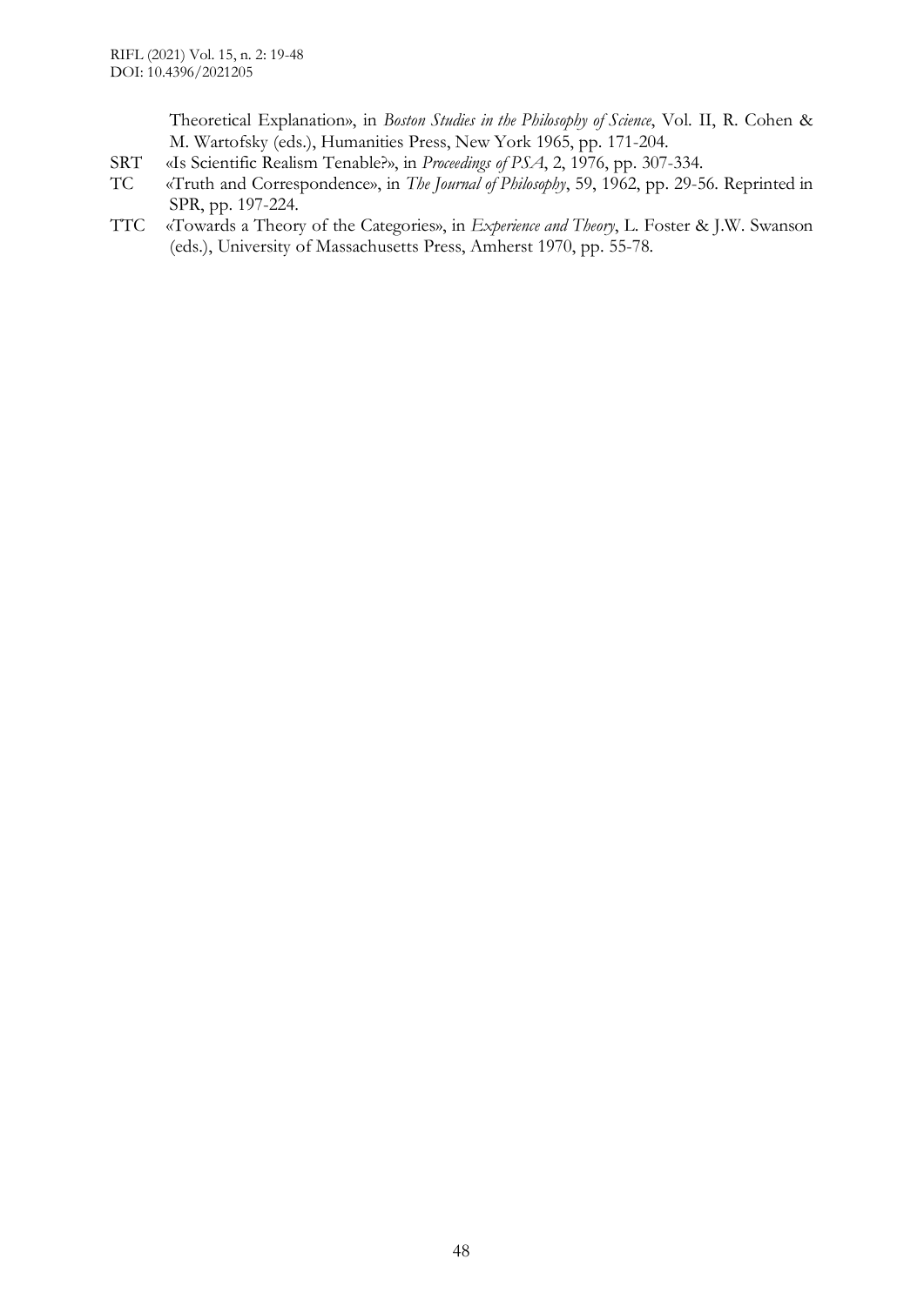Theoretical Explanation», in *Boston Studies in the Philosophy of Science*, Vol. II, R. Cohen & M. Wartofsky (eds.), Humanities Press, New York 1965, pp. 171-204.

SRT «Is Scientific Realism Tenable?», in *Proceedings of PSA*, 2, 1976, pp. 307-334.

TC «Truth and Correspondence», in *The Journal of Philosophy*, 59, 1962, pp. 29-56. Reprinted in SPR, pp. 197-224.

TTC «Towards a Theory of the Categories», in *Experience and Theory*, L. Foster & J.W. Swanson (eds.), University of Massachusetts Press, Amherst 1970, pp. 55-78.